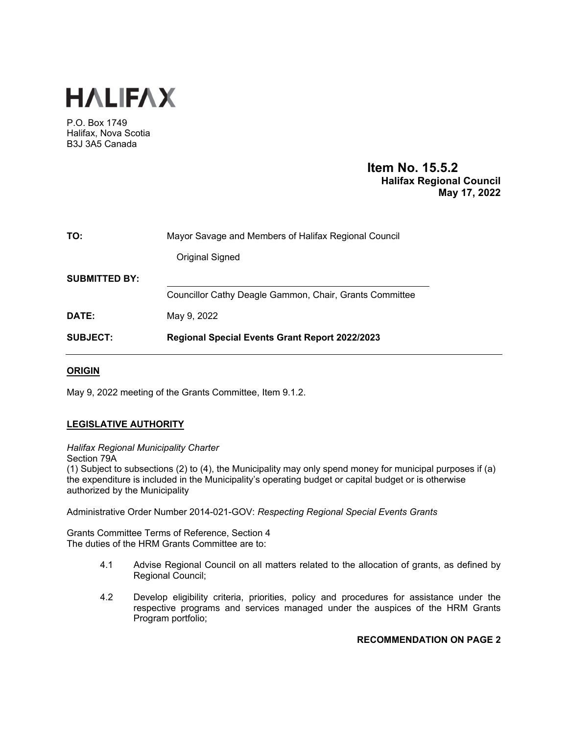# HALIFAX

P.O. Box 1749
Halifax, Nova Scotia
B3J 3A5 Canada

**Item No. 15.5.2**
**Halifax Regional Council**
**May 17, 2022**

**TO:** Mayor Savage and Members of Halifax Regional Council

Original Signed

**SUBMITTED BY:**

Councillor Cathy Deagle Gammon, Chair, Grants Committee

**DATE:** May 9, 2022

**SUBJECT:** **Regional Special Events Grant Report 2022/2023**

## ORIGIN

May 9, 2022 meeting of the Grants Committee, Item 9.1.2.

## LEGISLATIVE AUTHORITY

*Halifax Regional Municipality Charter*
Section 79A
(1) Subject to subsections (2) to (4), the Municipality may only spend money for municipal purposes if (a) the expenditure is included in the Municipality's operating budget or capital budget or is otherwise authorized by the Municipality

Administrative Order Number 2014-021-GOV: *Respecting Regional Special Events Grants*

Grants Committee Terms of Reference, Section 4
The duties of the HRM Grants Committee are to:

4.1 Advise Regional Council on all matters related to the allocation of grants, as defined by Regional Council;

4.2 Develop eligibility criteria, priorities, policy and procedures for assistance under the respective programs and services managed under the auspices of the HRM Grants Program portfolio;

**RECOMMENDATION ON PAGE 2**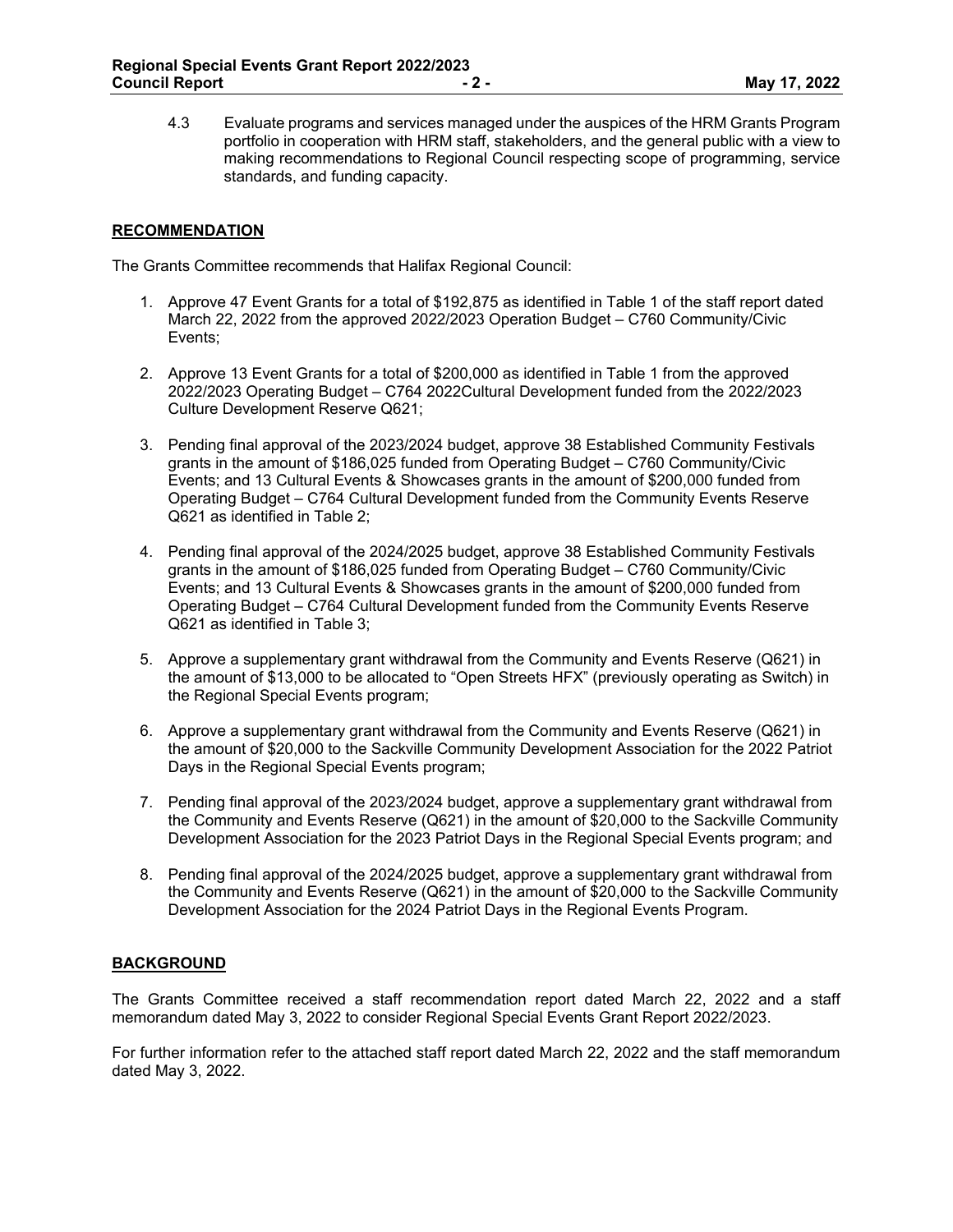4.3 Evaluate programs and services managed under the auspices of the HRM Grants Program portfolio in cooperation with HRM staff, stakeholders, and the general public with a view to making recommendations to Regional Council respecting scope of programming, service standards, and funding capacity.

## RECOMMENDATION

The Grants Committee recommends that Halifax Regional Council:

1. Approve 47 Event Grants for a total of $192,875 as identified in Table 1 of the staff report dated March 22, 2022 from the approved 2022/2023 Operation Budget – C760 Community/Civic Events;

2. Approve 13 Event Grants for a total of $200,000 as identified in Table 1 from the approved 2022/2023 Operating Budget – C764 2022Cultural Development funded from the 2022/2023 Culture Development Reserve Q621;

3. Pending final approval of the 2023/2024 budget, approve 38 Established Community Festivals grants in the amount of $186,025 funded from Operating Budget – C760 Community/Civic Events; and 13 Cultural Events & Showcases grants in the amount of $200,000 funded from Operating Budget – C764 Cultural Development funded from the Community Events Reserve Q621 as identified in Table 2;

4. Pending final approval of the 2024/2025 budget, approve 38 Established Community Festivals grants in the amount of $186,025 funded from Operating Budget – C760 Community/Civic Events; and 13 Cultural Events & Showcases grants in the amount of $200,000 funded from Operating Budget – C764 Cultural Development funded from the Community Events Reserve Q621 as identified in Table 3;

5. Approve a supplementary grant withdrawal from the Community and Events Reserve (Q621) in the amount of $13,000 to be allocated to "Open Streets HFX" (previously operating as Switch) in the Regional Special Events program;

6. Approve a supplementary grant withdrawal from the Community and Events Reserve (Q621) in the amount of $20,000 to the Sackville Community Development Association for the 2022 Patriot Days in the Regional Special Events program;

7. Pending final approval of the 2023/2024 budget, approve a supplementary grant withdrawal from the Community and Events Reserve (Q621) in the amount of $20,000 to the Sackville Community Development Association for the 2023 Patriot Days in the Regional Special Events program; and

8. Pending final approval of the 2024/2025 budget, approve a supplementary grant withdrawal from the Community and Events Reserve (Q621) in the amount of $20,000 to the Sackville Community Development Association for the 2024 Patriot Days in the Regional Events Program.

## BACKGROUND

The Grants Committee received a staff recommendation report dated March 22, 2022 and a staff memorandum dated May 3, 2022 to consider Regional Special Events Grant Report 2022/2023.

For further information refer to the attached staff report dated March 22, 2022 and the staff memorandum dated May 3, 2022.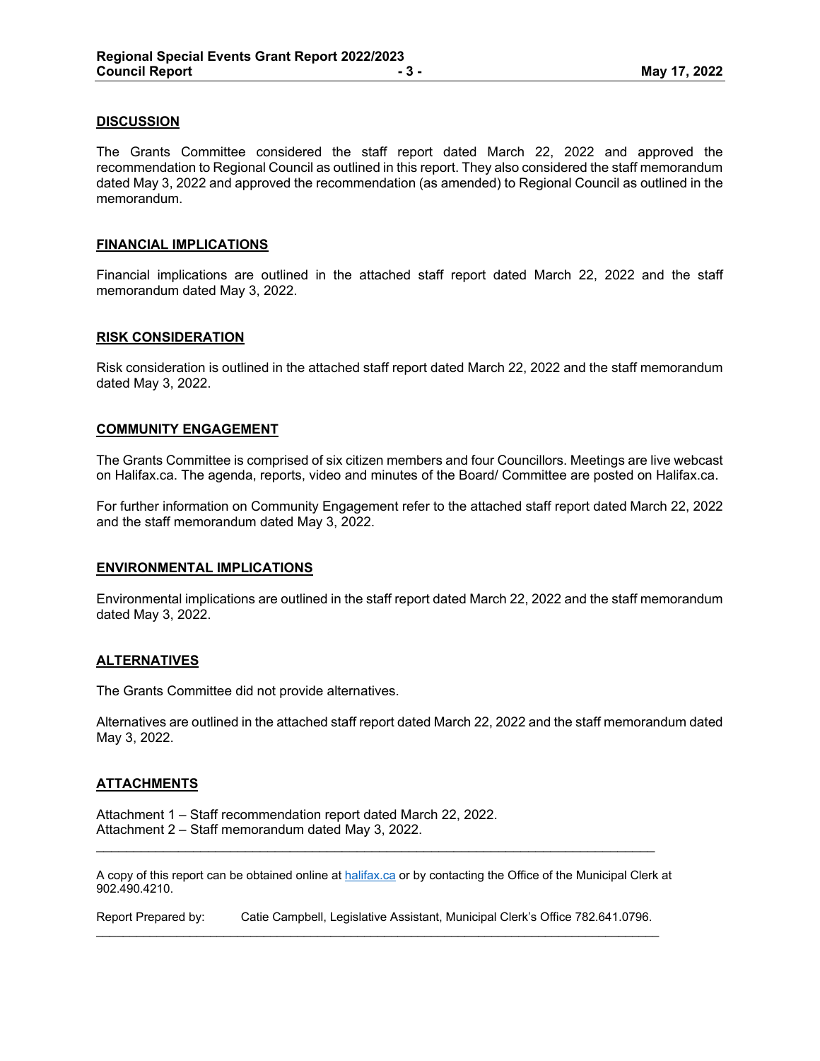## DISCUSSION

The Grants Committee considered the staff report dated March 22, 2022 and approved the recommendation to Regional Council as outlined in this report. They also considered the staff memorandum dated May 3, 2022 and approved the recommendation (as amended) to Regional Council as outlined in the memorandum.

## FINANCIAL IMPLICATIONS

Financial implications are outlined in the attached staff report dated March 22, 2022 and the staff memorandum dated May 3, 2022.

## RISK CONSIDERATION

Risk consideration is outlined in the attached staff report dated March 22, 2022 and the staff memorandum dated May 3, 2022.

## COMMUNITY ENGAGEMENT

The Grants Committee is comprised of six citizen members and four Councillors. Meetings are live webcast on Halifax.ca. The agenda, reports, video and minutes of the Board/ Committee are posted on Halifax.ca.

For further information on Community Engagement refer to the attached staff report dated March 22, 2022 and the staff memorandum dated May 3, 2022.

## ENVIRONMENTAL IMPLICATIONS

Environmental implications are outlined in the staff report dated March 22, 2022 and the staff memorandum dated May 3, 2022.

## ALTERNATIVES

The Grants Committee did not provide alternatives.

Alternatives are outlined in the attached staff report dated March 22, 2022 and the staff memorandum dated May 3, 2022.

## ATTACHMENTS

Attachment 1 – Staff recommendation report dated March 22, 2022.
Attachment 2 – Staff memorandum dated May 3, 2022.

---

A copy of this report can be obtained online at halifax.ca or by contacting the Office of the Municipal Clerk at 902.490.4210.

Report Prepared by: Catie Campbell, Legislative Assistant, Municipal Clerk's Office 782.641.0796.

---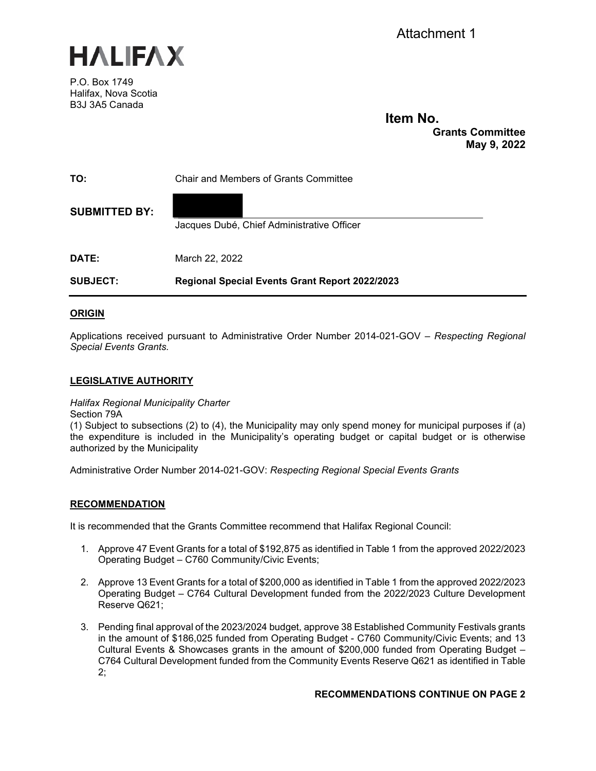Attachment 1

# HALIFAX

P.O. Box 1749
Halifax, Nova Scotia
B3J 3A5 Canada

**Item No.**
**Grants Committee**
**May 9, 2022**

| | |
|---|---|
| **TO:** | Chair and Members of Grants Committee |
| **SUBMITTED BY:** | Jacques Dubé, Chief Administrative Officer |
| **DATE:** | March 22, 2022 |
| **SUBJECT:** | **Regional Special Events Grant Report 2022/2023** |

## ORIGIN

Applications received pursuant to Administrative Order Number 2014-021-GOV – *Respecting Regional Special Events Grants.*

## LEGISLATIVE AUTHORITY

*Halifax Regional Municipality Charter*
Section 79A
(1) Subject to subsections (2) to (4), the Municipality may only spend money for municipal purposes if (a) the expenditure is included in the Municipality's operating budget or capital budget or is otherwise authorized by the Municipality

Administrative Order Number 2014-021-GOV: *Respecting Regional Special Events Grants*

## RECOMMENDATION

It is recommended that the Grants Committee recommend that Halifax Regional Council:

1. Approve 47 Event Grants for a total of $192,875 as identified in Table 1 from the approved 2022/2023 Operating Budget – C760 Community/Civic Events;

2. Approve 13 Event Grants for a total of $200,000 as identified in Table 1 from the approved 2022/2023 Operating Budget – C764 Cultural Development funded from the 2022/2023 Culture Development Reserve Q621;

3. Pending final approval of the 2023/2024 budget, approve 38 Established Community Festivals grants in the amount of $186,025 funded from Operating Budget - C760 Community/Civic Events; and 13 Cultural Events & Showcases grants in the amount of $200,000 funded from Operating Budget – C764 Cultural Development funded from the Community Events Reserve Q621 as identified in Table 2;

**RECOMMENDATIONS CONTINUE ON PAGE 2**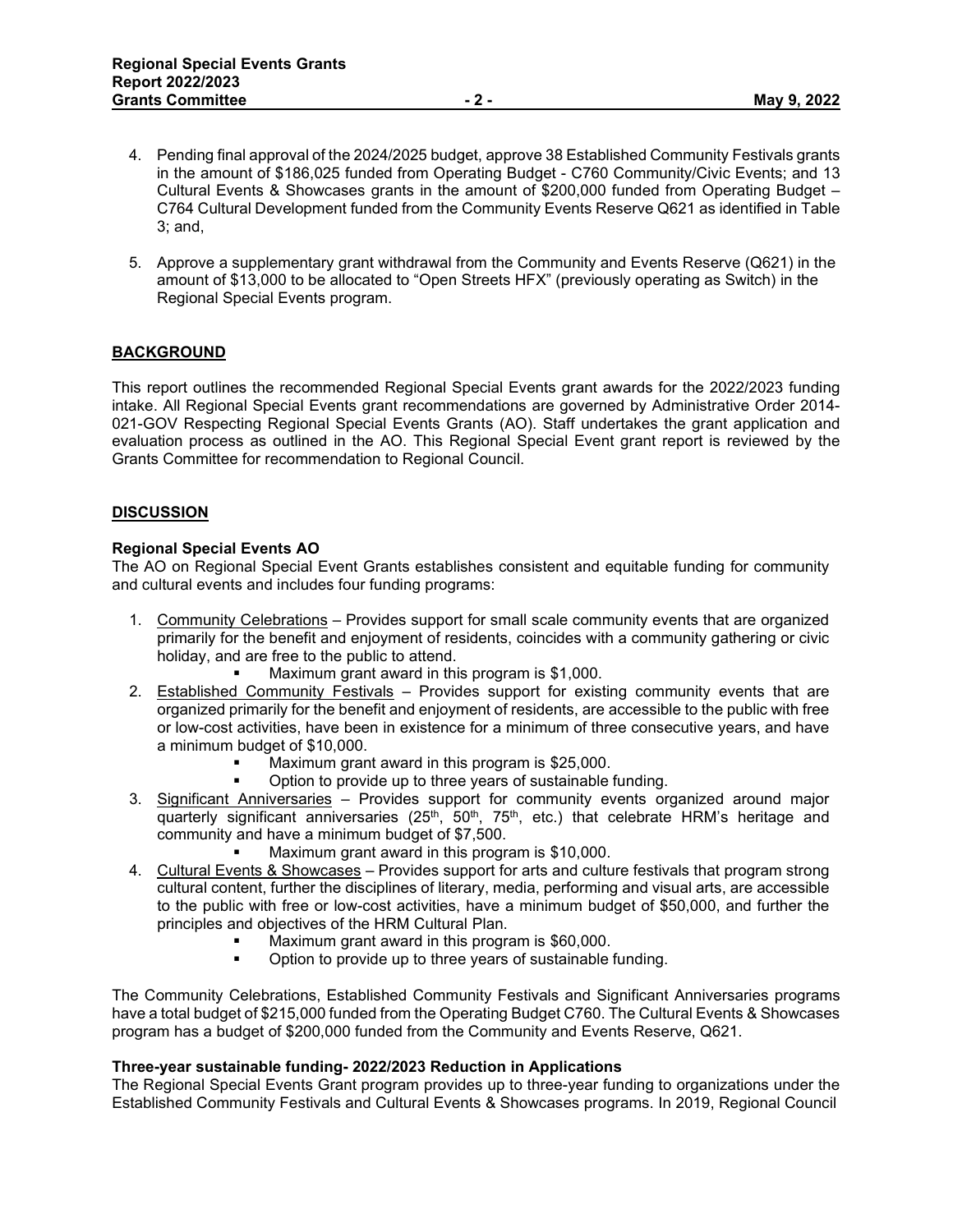4. Pending final approval of the 2024/2025 budget, approve 38 Established Community Festivals grants in the amount of $186,025 funded from Operating Budget - C760 Community/Civic Events; and 13 Cultural Events & Showcases grants in the amount of $200,000 funded from Operating Budget – C764 Cultural Development funded from the Community Events Reserve Q621 as identified in Table 3; and,

5. Approve a supplementary grant withdrawal from the Community and Events Reserve (Q621) in the amount of $13,000 to be allocated to "Open Streets HFX" (previously operating as Switch) in the Regional Special Events program.

## BACKGROUND

This report outlines the recommended Regional Special Events grant awards for the 2022/2023 funding intake. All Regional Special Events grant recommendations are governed by Administrative Order 2014-021-GOV Respecting Regional Special Events Grants (AO). Staff undertakes the grant application and evaluation process as outlined in the AO. This Regional Special Event grant report is reviewed by the Grants Committee for recommendation to Regional Council.

## DISCUSSION

### Regional Special Events AO

The AO on Regional Special Event Grants establishes consistent and equitable funding for community and cultural events and includes four funding programs:

1. Community Celebrations – Provides support for small scale community events that are organized primarily for the benefit and enjoyment of residents, coincides with a community gathering or civic holiday, and are free to the public to attend.
   - Maximum grant award in this program is $1,000.
2. Established Community Festivals – Provides support for existing community events that are organized primarily for the benefit and enjoyment of residents, are accessible to the public with free or low-cost activities, have been in existence for a minimum of three consecutive years, and have a minimum budget of $10,000.
   - Maximum grant award in this program is $25,000.
   - Option to provide up to three years of sustainable funding.
3. Significant Anniversaries – Provides support for community events organized around major quarterly significant anniversaries (25th, 50th, 75th, etc.) that celebrate HRM's heritage and community and have a minimum budget of $7,500.
   - Maximum grant award in this program is $10,000.
4. Cultural Events & Showcases – Provides support for arts and culture festivals that program strong cultural content, further the disciplines of literary, media, performing and visual arts, are accessible to the public with free or low-cost activities, have a minimum budget of $50,000, and further the principles and objectives of the HRM Cultural Plan.
   - Maximum grant award in this program is $60,000.
   - Option to provide up to three years of sustainable funding.

The Community Celebrations, Established Community Festivals and Significant Anniversaries programs have a total budget of $215,000 funded from the Operating Budget C760. The Cultural Events & Showcases program has a budget of $200,000 funded from the Community and Events Reserve, Q621.

### Three-year sustainable funding- 2022/2023 Reduction in Applications

The Regional Special Events Grant program provides up to three-year funding to organizations under the Established Community Festivals and Cultural Events & Showcases programs. In 2019, Regional Council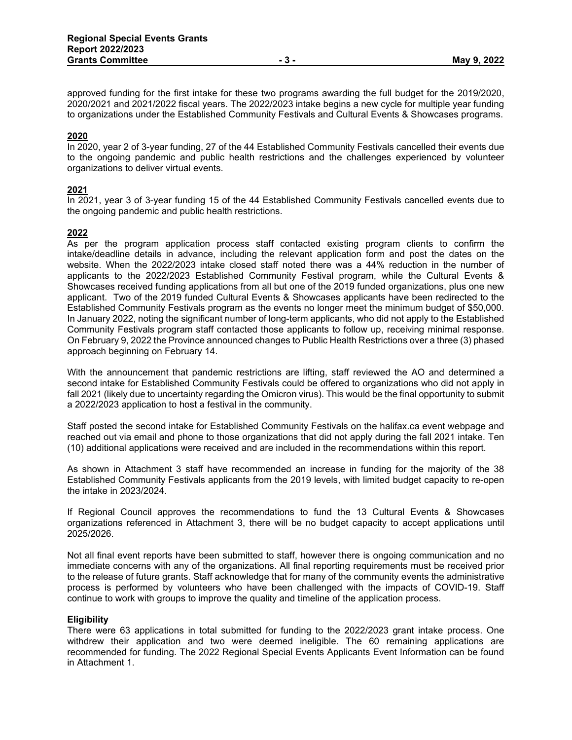approved funding for the first intake for these two programs awarding the full budget for the 2019/2020, 2020/2021 and 2021/2022 fiscal years. The 2022/2023 intake begins a new cycle for multiple year funding to organizations under the Established Community Festivals and Cultural Events & Showcases programs.

**2020**

In 2020, year 2 of 3-year funding, 27 of the 44 Established Community Festivals cancelled their events due to the ongoing pandemic and public health restrictions and the challenges experienced by volunteer organizations to deliver virtual events.

**2021**

In 2021, year 3 of 3-year funding 15 of the 44 Established Community Festivals cancelled events due to the ongoing pandemic and public health restrictions.

**2022**

As per the program application process staff contacted existing program clients to confirm the intake/deadline details in advance, including the relevant application form and post the dates on the website. When the 2022/2023 intake closed staff noted there was a 44% reduction in the number of applicants to the 2022/2023 Established Community Festival program, while the Cultural Events & Showcases received funding applications from all but one of the 2019 funded organizations, plus one new applicant. Two of the 2019 funded Cultural Events & Showcases applicants have been redirected to the Established Community Festivals program as the events no longer meet the minimum budget of $50,000. In January 2022, noting the significant number of long-term applicants, who did not apply to the Established Community Festivals program staff contacted those applicants to follow up, receiving minimal response. On February 9, 2022 the Province announced changes to Public Health Restrictions over a three (3) phased approach beginning on February 14.

With the announcement that pandemic restrictions are lifting, staff reviewed the AO and determined a second intake for Established Community Festivals could be offered to organizations who did not apply in fall 2021 (likely due to uncertainty regarding the Omicron virus). This would be the final opportunity to submit a 2022/2023 application to host a festival in the community.

Staff posted the second intake for Established Community Festivals on the halifax.ca event webpage and reached out via email and phone to those organizations that did not apply during the fall 2021 intake. Ten (10) additional applications were received and are included in the recommendations within this report.

As shown in Attachment 3 staff have recommended an increase in funding for the majority of the 38 Established Community Festivals applicants from the 2019 levels, with limited budget capacity to re-open the intake in 2023/2024.

If Regional Council approves the recommendations to fund the 13 Cultural Events & Showcases organizations referenced in Attachment 3, there will be no budget capacity to accept applications until 2025/2026.

Not all final event reports have been submitted to staff, however there is ongoing communication and no immediate concerns with any of the organizations. All final reporting requirements must be received prior to the release of future grants. Staff acknowledge that for many of the community events the administrative process is performed by volunteers who have been challenged with the impacts of COVID-19. Staff continue to work with groups to improve the quality and timeline of the application process.

**Eligibility**

There were 63 applications in total submitted for funding to the 2022/2023 grant intake process. One withdrew their application and two were deemed ineligible. The 60 remaining applications are recommended for funding. The 2022 Regional Special Events Applicants Event Information can be found in Attachment 1.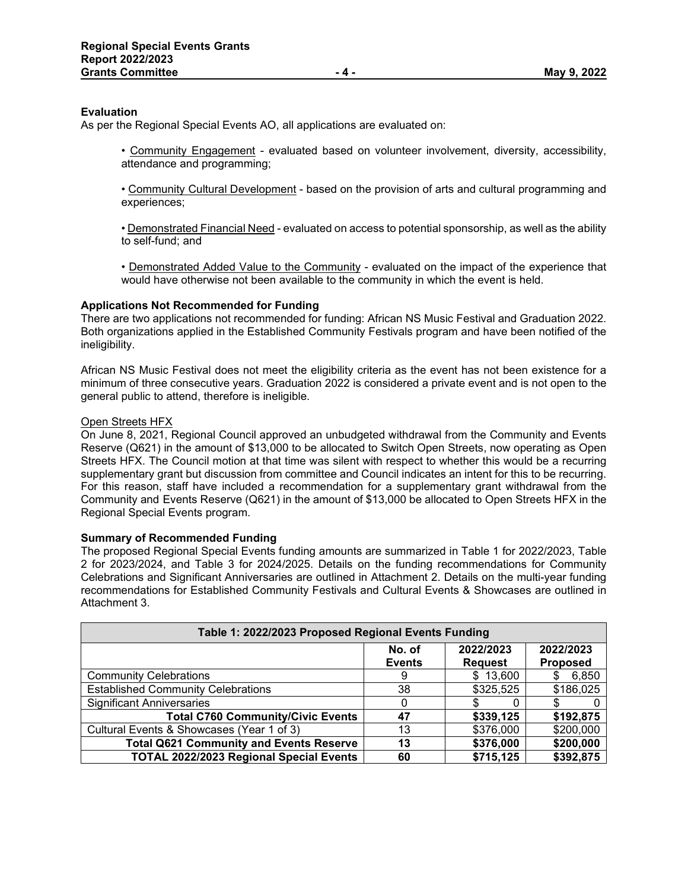### Evaluation

As per the Regional Special Events AO, all applications are evaluated on:

- Community Engagement - evaluated based on volunteer involvement, diversity, accessibility, attendance and programming;
- Community Cultural Development - based on the provision of arts and cultural programming and experiences;
- Demonstrated Financial Need - evaluated on access to potential sponsorship, as well as the ability to self-fund; and
- Demonstrated Added Value to the Community - evaluated on the impact of the experience that would have otherwise not been available to the community in which the event is held.

### Applications Not Recommended for Funding

There are two applications not recommended for funding: African NS Music Festival and Graduation 2022. Both organizations applied in the Established Community Festivals program and have been notified of the ineligibility.

African NS Music Festival does not meet the eligibility criteria as the event has not been existence for a minimum of three consecutive years. Graduation 2022 is considered a private event and is not open to the general public to attend, therefore is ineligible.

Open Streets HFX

On June 8, 2021, Regional Council approved an unbudgeted withdrawal from the Community and Events Reserve (Q621) in the amount of $13,000 to be allocated to Switch Open Streets, now operating as Open Streets HFX. The Council motion at that time was silent with respect to whether this would be a recurring supplementary grant but discussion from committee and Council indicates an intent for this to be recurring. For this reason, staff have included a recommendation for a supplementary grant withdrawal from the Community and Events Reserve (Q621) in the amount of $13,000 be allocated to Open Streets HFX in the Regional Special Events program.

### Summary of Recommended Funding

The proposed Regional Special Events funding amounts are summarized in Table 1 for 2022/2023, Table 2 for 2023/2024, and Table 3 for 2024/2025. Details on the funding recommendations for Community Celebrations and Significant Anniversaries are outlined in Attachment 2. Details on the multi-year funding recommendations for Established Community Festivals and Cultural Events & Showcases are outlined in Attachment 3.

| Table 1: 2022/2023 Proposed Regional Events Funding | | | |
|---|---|---|---|
| | No. of Events | 2022/2023 Request | 2022/2023 Proposed |
| Community Celebrations | 9 | $ 13,600 | $ 6,850 |
| Established Community Celebrations | 38 | $325,525 | $186,025 |
| Significant Anniversaries | 0 | $ 0 | $ 0 |
| **Total C760 Community/Civic Events** | **47** | **$339,125** | **$192,875** |
| Cultural Events & Showcases (Year 1 of 3) | 13 | $376,000 | $200,000 |
| **Total Q621 Community and Events Reserve** | **13** | **$376,000** | **$200,000** |
| **TOTAL 2022/2023 Regional Special Events** | **60** | **$715,125** | **$392,875** |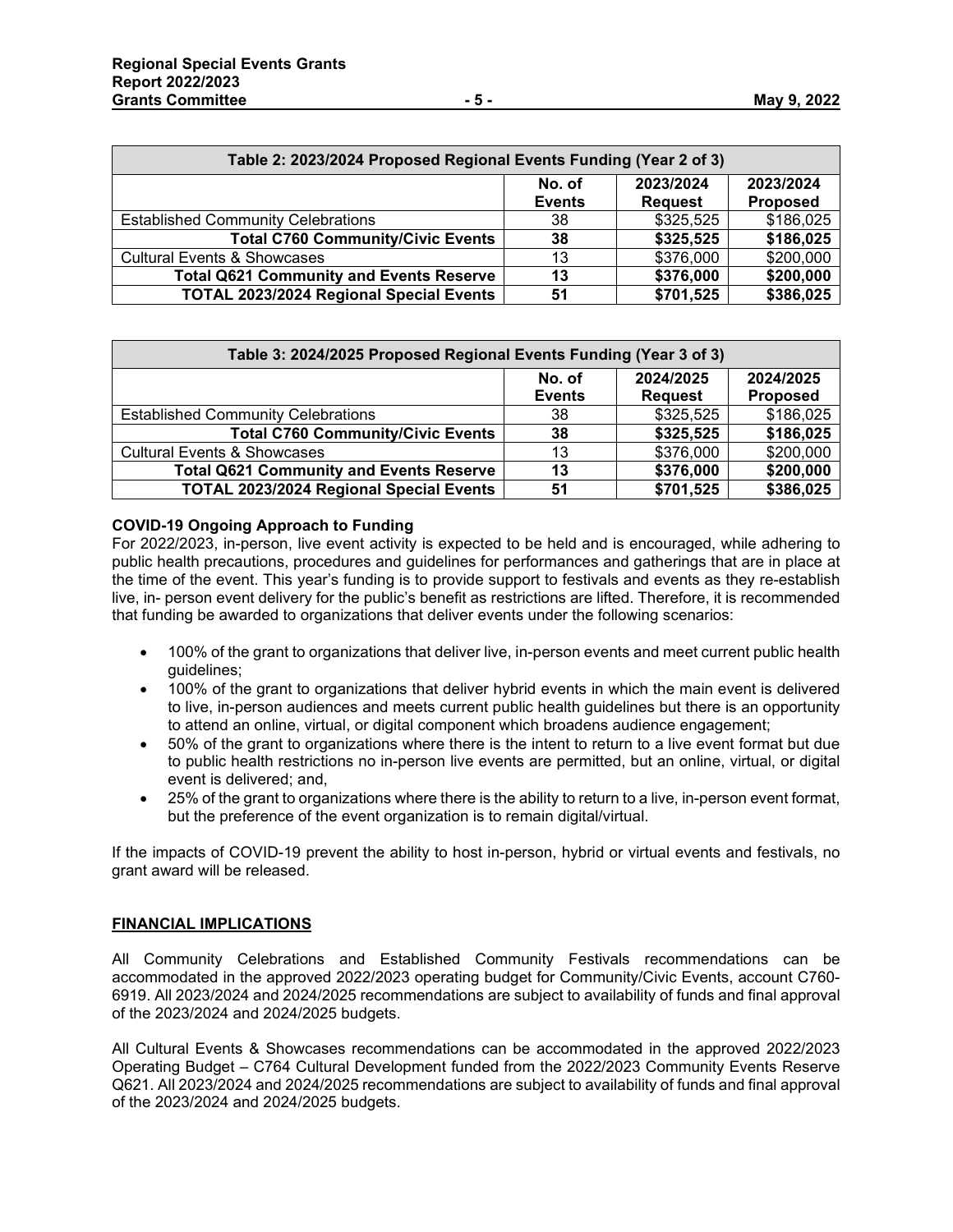| Table 2: 2023/2024 Proposed Regional Events Funding (Year 2 of 3) | | | |
|---|---|---|---|
| | No. of Events | 2023/2024 Request | 2023/2024 Proposed |
| Established Community Celebrations | 38 | $325,525 | $186,025 |
| **Total C760 Community/Civic Events** | **38** | **$325,525** | **$186,025** |
| Cultural Events & Showcases | 13 | $376,000 | $200,000 |
| **Total Q621 Community and Events Reserve** | **13** | **$376,000** | **$200,000** |
| **TOTAL 2023/2024 Regional Special Events** | **51** | **$701,525** | **$386,025** |

| Table 3: 2024/2025 Proposed Regional Events Funding (Year 3 of 3) | | | |
|---|---|---|---|
| | No. of Events | 2024/2025 Request | 2024/2025 Proposed |
| Established Community Celebrations | 38 | $325,525 | $186,025 |
| **Total C760 Community/Civic Events** | **38** | **$325,525** | **$186,025** |
| Cultural Events & Showcases | 13 | $376,000 | $200,000 |
| **Total Q621 Community and Events Reserve** | **13** | **$376,000** | **$200,000** |
| **TOTAL 2023/2024 Regional Special Events** | **51** | **$701,525** | **$386,025** |

**COVID-19 Ongoing Approach to Funding**

For 2022/2023, in-person, live event activity is expected to be held and is encouraged, while adhering to public health precautions, procedures and guidelines for performances and gatherings that are in place at the time of the event. This year's funding is to provide support to festivals and events as they re-establish live, in- person event delivery for the public's benefit as restrictions are lifted. Therefore, it is recommended that funding be awarded to organizations that deliver events under the following scenarios:

- 100% of the grant to organizations that deliver live, in-person events and meet current public health guidelines;
- 100% of the grant to organizations that deliver hybrid events in which the main event is delivered to live, in-person audiences and meets current public health guidelines but there is an opportunity to attend an online, virtual, or digital component which broadens audience engagement;
- 50% of the grant to organizations where there is the intent to return to a live event format but due to public health restrictions no in-person live events are permitted, but an online, virtual, or digital event is delivered; and,
- 25% of the grant to organizations where there is the ability to return to a live, in-person event format, but the preference of the event organization is to remain digital/virtual.

If the impacts of COVID-19 prevent the ability to host in-person, hybrid or virtual events and festivals, no grant award will be released.

## FINANCIAL IMPLICATIONS

All Community Celebrations and Established Community Festivals recommendations can be accommodated in the approved 2022/2023 operating budget for Community/Civic Events, account C760-6919. All 2023/2024 and 2024/2025 recommendations are subject to availability of funds and final approval of the 2023/2024 and 2024/2025 budgets.

All Cultural Events & Showcases recommendations can be accommodated in the approved 2022/2023 Operating Budget – C764 Cultural Development funded from the 2022/2023 Community Events Reserve Q621. All 2023/2024 and 2024/2025 recommendations are subject to availability of funds and final approval of the 2023/2024 and 2024/2025 budgets.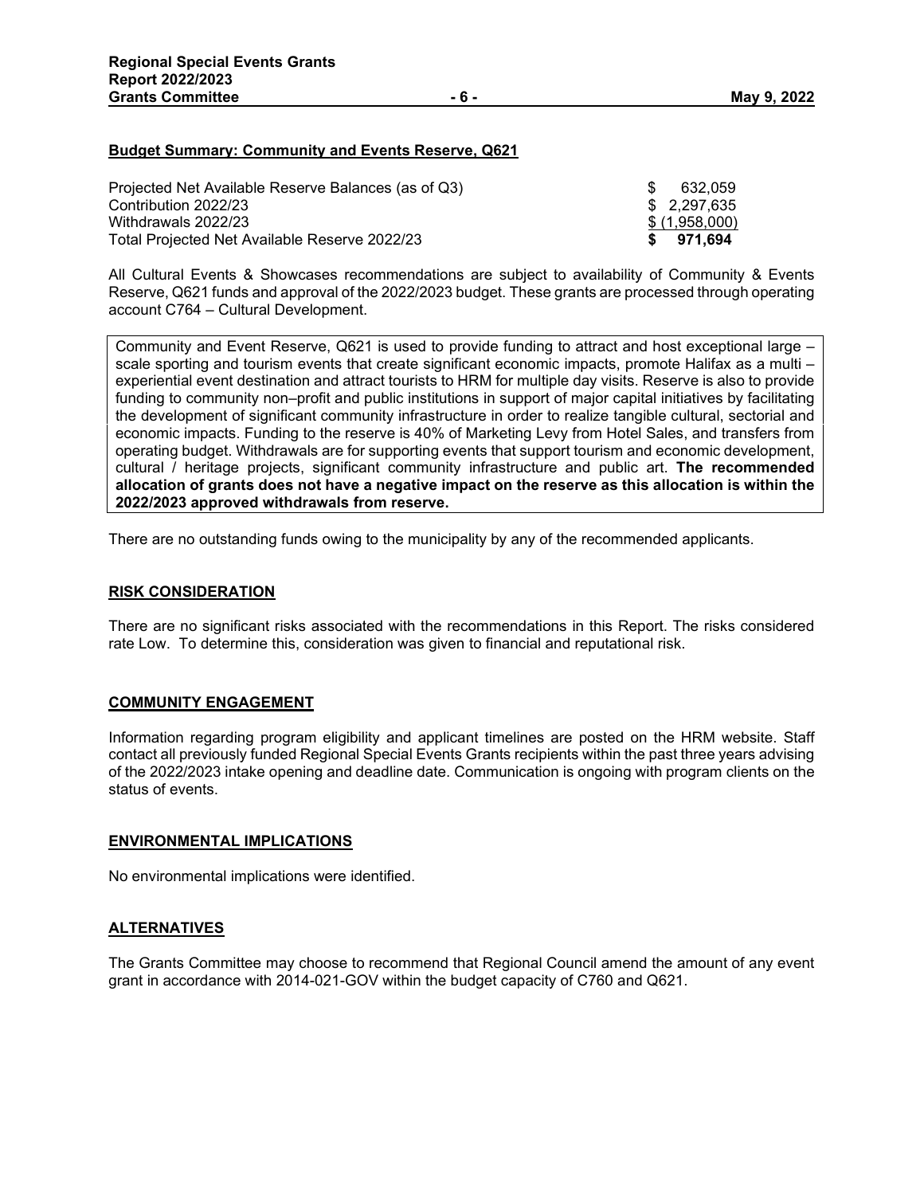**Budget Summary: Community and Events Reserve, Q621**

| | |
|---|---|
| Projected Net Available Reserve Balances (as of Q3) | $ 632,059 |
| Contribution 2022/23 | $ 2,297,635 |
| Withdrawals 2022/23 | $ (1,958,000) |
| **Total Projected Net Available Reserve 2022/23** | **$ 971,694** |

All Cultural Events & Showcases recommendations are subject to availability of Community & Events Reserve, Q621 funds and approval of the 2022/2023 budget. These grants are processed through operating account C764 – Cultural Development.

Community and Event Reserve, Q621 is used to provide funding to attract and host exceptional large – scale sporting and tourism events that create significant economic impacts, promote Halifax as a multi – experiential event destination and attract tourists to HRM for multiple day visits. Reserve is also to provide funding to community non–profit and public institutions in support of major capital initiatives by facilitating the development of significant community infrastructure in order to realize tangible cultural, sectorial and economic impacts. Funding to the reserve is 40% of Marketing Levy from Hotel Sales, and transfers from operating budget. Withdrawals are for supporting events that support tourism and economic development, cultural / heritage projects, significant community infrastructure and public art. **The recommended allocation of grants does not have a negative impact on the reserve as this allocation is within the 2022/2023 approved withdrawals from reserve.**

There are no outstanding funds owing to the municipality by any of the recommended applicants.

## RISK CONSIDERATION

There are no significant risks associated with the recommendations in this Report. The risks considered rate Low. To determine this, consideration was given to financial and reputational risk.

## COMMUNITY ENGAGEMENT

Information regarding program eligibility and applicant timelines are posted on the HRM website. Staff contact all previously funded Regional Special Events Grants recipients within the past three years advising of the 2022/2023 intake opening and deadline date. Communication is ongoing with program clients on the status of events.

## ENVIRONMENTAL IMPLICATIONS

No environmental implications were identified.

## ALTERNATIVES

The Grants Committee may choose to recommend that Regional Council amend the amount of any event grant in accordance with 2014-021-GOV within the budget capacity of C760 and Q621.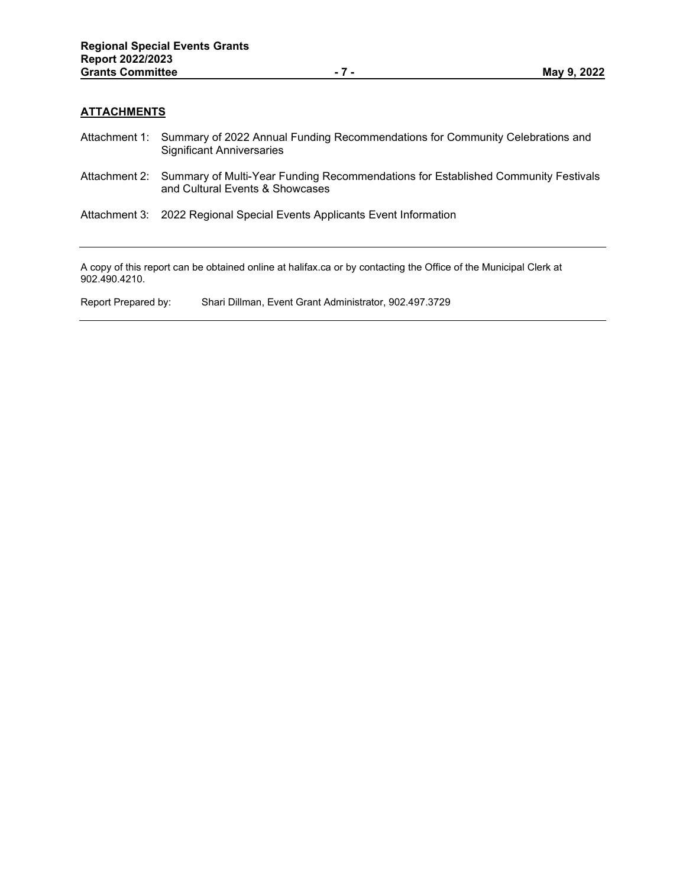## ATTACHMENTS

Attachment 1: Summary of 2022 Annual Funding Recommendations for Community Celebrations and Significant Anniversaries

Attachment 2: Summary of Multi-Year Funding Recommendations for Established Community Festivals and Cultural Events & Showcases

Attachment 3: 2022 Regional Special Events Applicants Event Information

---

A copy of this report can be obtained online at halifax.ca or by contacting the Office of the Municipal Clerk at 902.490.4210.

Report Prepared by: Shari Dillman, Event Grant Administrator, 902.497.3729

---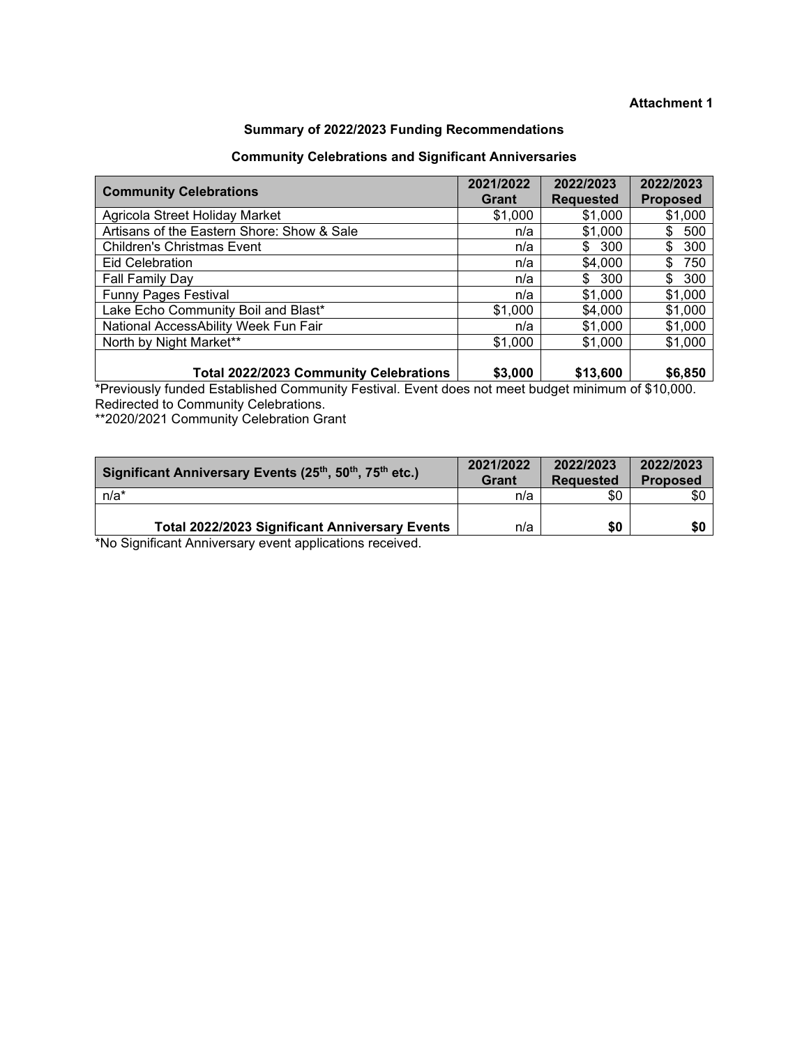**Attachment 1**

**Summary of 2022/2023 Funding Recommendations**

**Community Celebrations and Significant Anniversaries**

| Community Celebrations | 2021/2022 Grant | 2022/2023 Requested | 2022/2023 Proposed |
|---|---|---|---|
| Agricola Street Holiday Market | $1,000 | $1,000 | $1,000 |
| Artisans of the Eastern Shore: Show & Sale | n/a | $1,000 | $ 500 |
| Children's Christmas Event | n/a | $ 300 | $ 300 |
| Eid Celebration | n/a | $4,000 | $ 750 |
| Fall Family Day | n/a | $ 300 | $ 300 |
| Funny Pages Festival | n/a | $1,000 | $1,000 |
| Lake Echo Community Boil and Blast* | $1,000 | $4,000 | $1,000 |
| National AccessAbility Week Fun Fair | n/a | $1,000 | $1,000 |
| North by Night Market** | $1,000 | $1,000 | $1,000 |
| **Total 2022/2023 Community Celebrations** | **$3,000** | **$13,600** | **$6,850** |

*Previously funded Established Community Festival. Event does not meet budget minimum of $10,000. Redirected to Community Celebrations.
**2020/2021 Community Celebration Grant

| Significant Anniversary Events (25th, 50th, 75th etc.) | 2021/2022 Grant | 2022/2023 Requested | 2022/2023 Proposed |
|---|---|---|---|
| n/a* | n/a | $0 | $0 |
| **Total 2022/2023 Significant Anniversary Events** | n/a | **$0** | **$0** |

*No Significant Anniversary event applications received.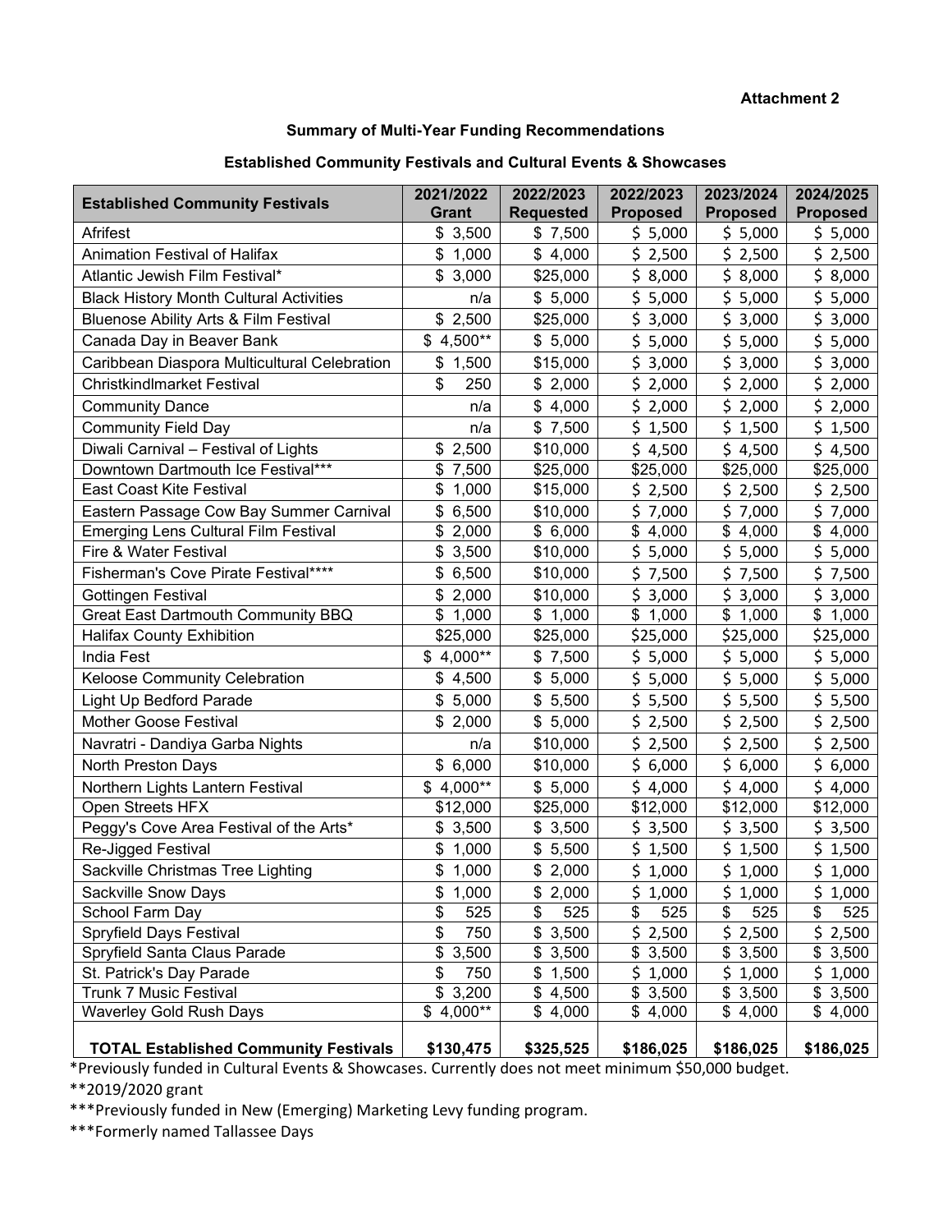**Attachment 2**

**Summary of Multi-Year Funding Recommendations**

**Established Community Festivals and Cultural Events & Showcases**

| Established Community Festivals | 2021/2022 Grant | 2022/2023 Requested | 2022/2023 Proposed | 2023/2024 Proposed | 2024/2025 Proposed |
|---|---|---|---|---|---|
| Afrifest | $ 3,500 | $ 7,500 | $ 5,000 | $ 5,000 | $ 5,000 |
| Animation Festival of Halifax | $ 1,000 | $ 4,000 | $ 2,500 | $ 2,500 | $ 2,500 |
| Atlantic Jewish Film Festival* | $ 3,000 | $25,000 | $ 8,000 | $ 8,000 | $ 8,000 |
| Black History Month Cultural Activities | n/a | $ 5,000 | $ 5,000 | $ 5,000 | $ 5,000 |
| Bluenose Ability Arts & Film Festival | $ 2,500 | $25,000 | $ 3,000 | $ 3,000 | $ 3,000 |
| Canada Day in Beaver Bank | $ 4,500** | $ 5,000 | $ 5,000 | $ 5,000 | $ 5,000 |
| Caribbean Diaspora Multicultural Celebration | $ 1,500 | $15,000 | $ 3,000 | $ 3,000 | $ 3,000 |
| Christkindlmarket Festival | $ 250 | $ 2,000 | $ 2,000 | $ 2,000 | $ 2,000 |
| Community Dance | n/a | $ 4,000 | $ 2,000 | $ 2,000 | $ 2,000 |
| Community Field Day | n/a | $ 7,500 | $ 1,500 | $ 1,500 | $ 1,500 |
| Diwali Carnival – Festival of Lights | $ 2,500 | $10,000 | $ 4,500 | $ 4,500 | $ 4,500 |
| Downtown Dartmouth Ice Festival*** | $ 7,500 | $25,000 | $25,000 | $25,000 | $25,000 |
| East Coast Kite Festival | $ 1,000 | $15,000 | $ 2,500 | $ 2,500 | $ 2,500 |
| Eastern Passage Cow Bay Summer Carnival | $ 6,500 | $10,000 | $ 7,000 | $ 7,000 | $ 7,000 |
| Emerging Lens Cultural Film Festival | $ 2,000 | $ 6,000 | $ 4,000 | $ 4,000 | $ 4,000 |
| Fire & Water Festival | $ 3,500 | $10,000 | $ 5,000 | $ 5,000 | $ 5,000 |
| Fisherman's Cove Pirate Festival**** | $ 6,500 | $10,000 | $ 7,500 | $ 7,500 | $ 7,500 |
| Gottingen Festival | $ 2,000 | $10,000 | $ 3,000 | $ 3,000 | $ 3,000 |
| Great East Dartmouth Community BBQ | $ 1,000 | $ 1,000 | $ 1,000 | $ 1,000 | $ 1,000 |
| Halifax County Exhibition | $25,000 | $25,000 | $25,000 | $25,000 | $25,000 |
| India Fest | $ 4,000** | $ 7,500 | $ 5,000 | $ 5,000 | $ 5,000 |
| Keloose Community Celebration | $ 4,500 | $ 5,000 | $ 5,000 | $ 5,000 | $ 5,000 |
| Light Up Bedford Parade | $ 5,000 | $ 5,500 | $ 5,500 | $ 5,500 | $ 5,500 |
| Mother Goose Festival | $ 2,000 | $ 5,000 | $ 2,500 | $ 2,500 | $ 2,500 |
| Navratri - Dandiya Garba Nights | n/a | $10,000 | $ 2,500 | $ 2,500 | $ 2,500 |
| North Preston Days | $ 6,000 | $10,000 | $ 6,000 | $ 6,000 | $ 6,000 |
| Northern Lights Lantern Festival | $ 4,000** | $ 5,000 | $ 4,000 | $ 4,000 | $ 4,000 |
| Open Streets HFX | $12,000 | $25,000 | $12,000 | $12,000 | $12,000 |
| Peggy's Cove Area Festival of the Arts* | $ 3,500 | $ 3,500 | $ 3,500 | $ 3,500 | $ 3,500 |
| Re-Jigged Festival | $ 1,000 | $ 5,500 | $ 1,500 | $ 1,500 | $ 1,500 |
| Sackville Christmas Tree Lighting | $ 1,000 | $ 2,000 | $ 1,000 | $ 1,000 | $ 1,000 |
| Sackville Snow Days | $ 1,000 | $ 2,000 | $ 1,000 | $ 1,000 | $ 1,000 |
| School Farm Day | $ 525 | $ 525 | $ 525 | $ 525 | $ 525 |
| Spryfield Days Festival | $ 750 | $ 3,500 | $ 2,500 | $ 2,500 | $ 2,500 |
| Spryfield Santa Claus Parade | $ 3,500 | $ 3,500 | $ 3,500 | $ 3,500 | $ 3,500 |
| St. Patrick's Day Parade | $ 750 | $ 1,500 | $ 1,000 | $ 1,000 | $ 1,000 |
| Trunk 7 Music Festival | $ 3,200 | $ 4,500 | $ 3,500 | $ 3,500 | $ 3,500 |
| Waverley Gold Rush Days | $ 4,000** | $ 4,000 | $ 4,000 | $ 4,000 | $ 4,000 |
| **TOTAL Established Community Festivals** | **$130,475** | **$325,525** | **$186,025** | **$186,025** | **$186,025** |

*Previously funded in Cultural Events & Showcases. Currently does not meet minimum $50,000 budget.

**2019/2020 grant

***Previously funded in New (Emerging) Marketing Levy funding program.

***Formerly named Tallassee Days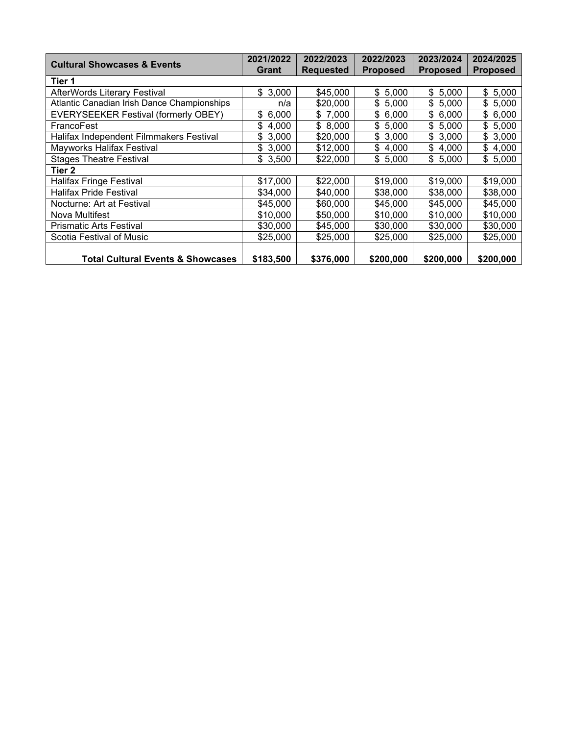| Cultural Showcases & Events | 2021/2022 Grant | 2022/2023 Requested | 2022/2023 Proposed | 2023/2024 Proposed | 2024/2025 Proposed |
|---|---|---|---|---|---|
| **Tier 1** | | | | | |
| AfterWords Literary Festival | $ 3,000 | $45,000 | $ 5,000 | $ 5,000 | $ 5,000 |
| Atlantic Canadian Irish Dance Championships | n/a | $20,000 | $ 5,000 | $ 5,000 | $ 5,000 |
| EVERYSEEKER Festival (formerly OBEY) | $ 6,000 | $ 7,000 | $ 6,000 | $ 6,000 | $ 6,000 |
| FrancoFest | $ 4,000 | $ 8,000 | $ 5,000 | $ 5,000 | $ 5,000 |
| Halifax Independent Filmmakers Festival | $ 3,000 | $20,000 | $ 3,000 | $ 3,000 | $ 3,000 |
| Mayworks Halifax Festival | $ 3,000 | $12,000 | $ 4,000 | $ 4,000 | $ 4,000 |
| Stages Theatre Festival | $ 3,500 | $22,000 | $ 5,000 | $ 5,000 | $ 5,000 |
| **Tier 2** | | | | | |
| Halifax Fringe Festival | $17,000 | $22,000 | $19,000 | $19,000 | $19,000 |
| Halifax Pride Festival | $34,000 | $40,000 | $38,000 | $38,000 | $38,000 |
| Nocturne: Art at Festival | $45,000 | $60,000 | $45,000 | $45,000 | $45,000 |
| Nova Multifest | $10,000 | $50,000 | $10,000 | $10,000 | $10,000 |
| Prismatic Arts Festival | $30,000 | $45,000 | $30,000 | $30,000 | $30,000 |
| Scotia Festival of Music | $25,000 | $25,000 | $25,000 | $25,000 | $25,000 |
| **Total Cultural Events & Showcases** | **$183,500** | **$376,000** | **$200,000** | **$200,000** | **$200,000** |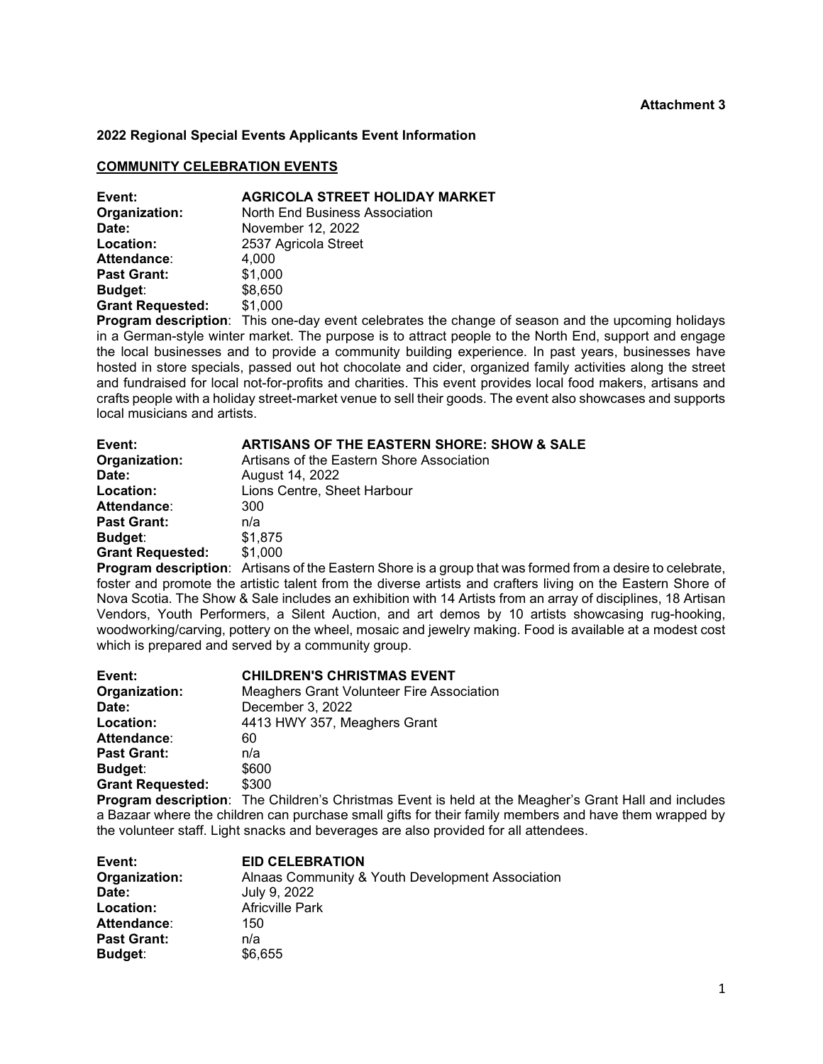**Attachment 3**

**2022 Regional Special Events Applicants Event Information**

**COMMUNITY CELEBRATION EVENTS**

**Event:** **AGRICOLA STREET HOLIDAY MARKET**
**Organization:** North End Business Association
**Date:** November 12, 2022
**Location:** 2537 Agricola Street
**Attendance**: 4,000
**Past Grant:** $1,000
**Budget**: $8,650
**Grant Requested:** $1,000
**Program description**: This one-day event celebrates the change of season and the upcoming holidays in a German-style winter market. The purpose is to attract people to the North End, support and engage the local businesses and to provide a community building experience. In past years, businesses have hosted in store specials, passed out hot chocolate and cider, organized family activities along the street and fundraised for local not-for-profits and charities. This event provides local food makers, artisans and crafts people with a holiday street-market venue to sell their goods. The event also showcases and supports local musicians and artists.

**Event:** **ARTISANS OF THE EASTERN SHORE: SHOW & SALE**
**Organization:** Artisans of the Eastern Shore Association
**Date:** August 14, 2022
**Location:** Lions Centre, Sheet Harbour
**Attendance**: 300
**Past Grant:** n/a
**Budget**: $1,875
**Grant Requested:** $1,000
**Program description**: Artisans of the Eastern Shore is a group that was formed from a desire to celebrate, foster and promote the artistic talent from the diverse artists and crafters living on the Eastern Shore of Nova Scotia. The Show & Sale includes an exhibition with 14 Artists from an array of disciplines, 18 Artisan Vendors, Youth Performers, a Silent Auction, and art demos by 10 artists showcasing rug-hooking, woodworking/carving, pottery on the wheel, mosaic and jewelry making. Food is available at a modest cost which is prepared and served by a community group.

**Event:** **CHILDREN'S CHRISTMAS EVENT**
**Organization:** Meaghers Grant Volunteer Fire Association
**Date:** December 3, 2022
**Location:** 4413 HWY 357, Meaghers Grant
**Attendance**: 60
**Past Grant:** n/a
**Budget**: $600
**Grant Requested:** $300
**Program description**: The Children's Christmas Event is held at the Meagher's Grant Hall and includes a Bazaar where the children can purchase small gifts for their family members and have them wrapped by the volunteer staff. Light snacks and beverages are also provided for all attendees.

**Event:** **EID CELEBRATION**
**Organization:** Alnaas Community & Youth Development Association
**Date:** July 9, 2022
**Location:** Africville Park
**Attendance**: 150
**Past Grant:** n/a
**Budget**: $6,655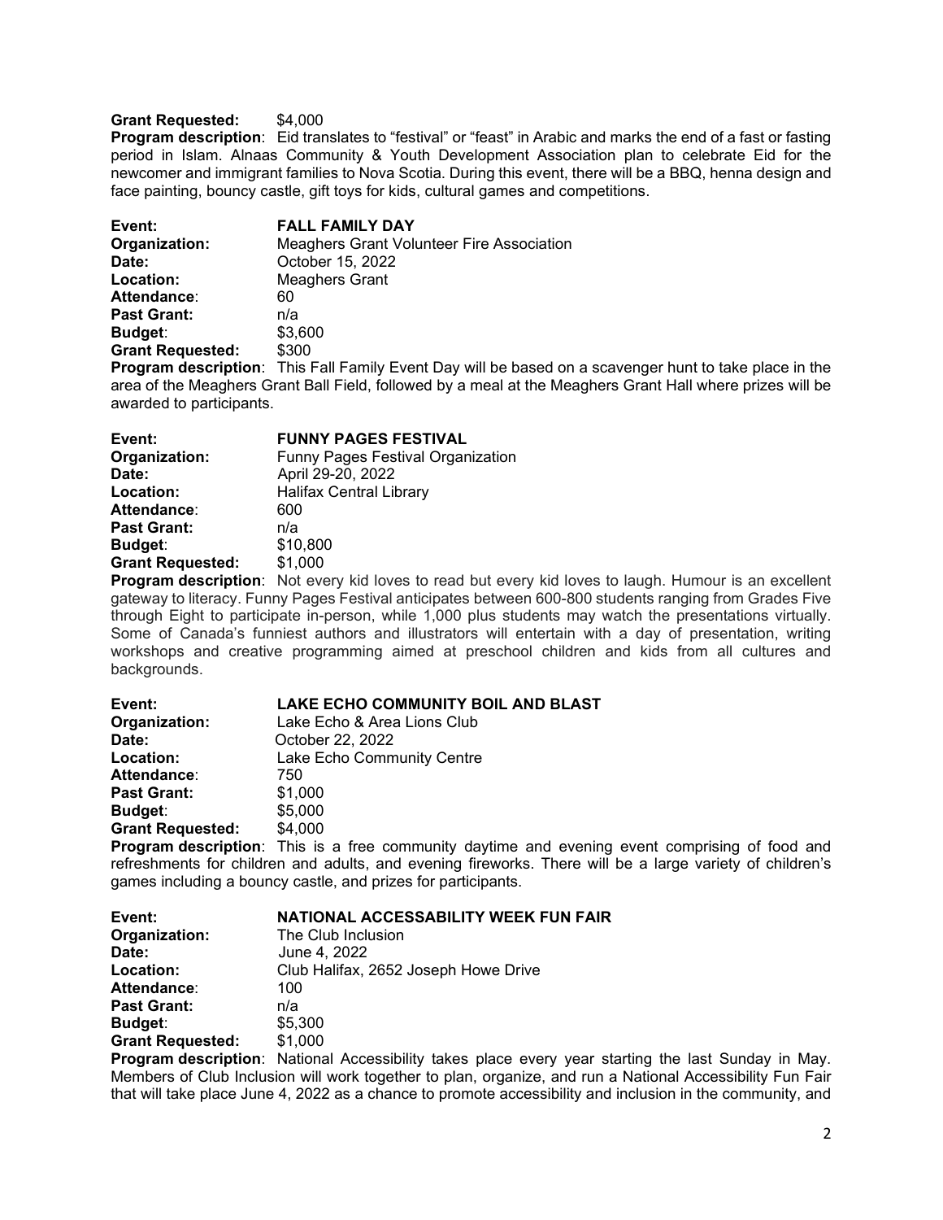**Grant Requested:** $4,000

**Program description**: Eid translates to "festival" or "feast" in Arabic and marks the end of a fast or fasting period in Islam. Alnaas Community & Youth Development Association plan to celebrate Eid for the newcomer and immigrant families to Nova Scotia. During this event, there will be a BBQ, henna design and face painting, bouncy castle, gift toys for kids, cultural games and competitions.

**Event:** **FALL FAMILY DAY**
**Organization:** Meaghers Grant Volunteer Fire Association
**Date:** October 15, 2022
**Location:** Meaghers Grant
**Attendance**: 60
**Past Grant:** n/a
**Budget**: $3,600
**Grant Requested:** $300

**Program description**: This Fall Family Event Day will be based on a scavenger hunt to take place in the area of the Meaghers Grant Ball Field, followed by a meal at the Meaghers Grant Hall where prizes will be awarded to participants.

**Event:** **FUNNY PAGES FESTIVAL**
**Organization:** Funny Pages Festival Organization
**Date:** April 29-20, 2022
**Location:** Halifax Central Library
**Attendance**: 600
**Past Grant:** n/a
**Budget**: $10,800
**Grant Requested:** $1,000

**Program description**: Not every kid loves to read but every kid loves to laugh. Humour is an excellent gateway to literacy. Funny Pages Festival anticipates between 600-800 students ranging from Grades Five through Eight to participate in-person, while 1,000 plus students may watch the presentations virtually. Some of Canada's funniest authors and illustrators will entertain with a day of presentation, writing workshops and creative programming aimed at preschool children and kids from all cultures and backgrounds.

**Event:** **LAKE ECHO COMMUNITY BOIL AND BLAST**
**Organization:** Lake Echo & Area Lions Club
**Date:** October 22, 2022
**Location:** Lake Echo Community Centre
**Attendance**: 750
**Past Grant:** $1,000
**Budget**: $5,000
**Grant Requested:** $4,000

**Program description**: This is a free community daytime and evening event comprising of food and refreshments for children and adults, and evening fireworks. There will be a large variety of children's games including a bouncy castle, and prizes for participants.

**Event:** **NATIONAL ACCESSABILITY WEEK FUN FAIR**
**Organization:** The Club Inclusion
**Date:** June 4, 2022
**Location:** Club Halifax, 2652 Joseph Howe Drive
**Attendance**: 100
**Past Grant:** n/a
**Budget**: $5,300
**Grant Requested:** $1,000

**Program description**: National Accessibility takes place every year starting the last Sunday in May. Members of Club Inclusion will work together to plan, organize, and run a National Accessibility Fun Fair that will take place June 4, 2022 as a chance to promote accessibility and inclusion in the community, and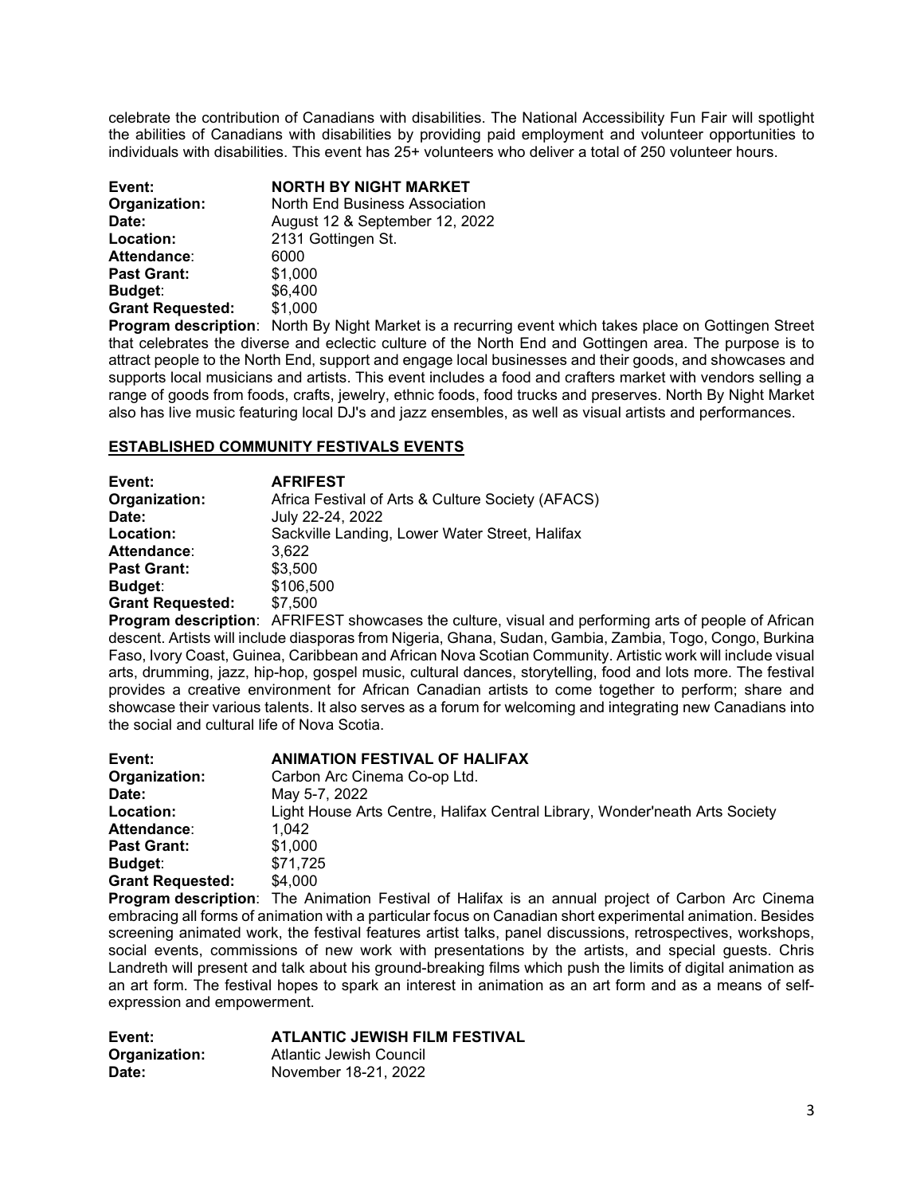celebrate the contribution of Canadians with disabilities. The National Accessibility Fun Fair will spotlight the abilities of Canadians with disabilities by providing paid employment and volunteer opportunities to individuals with disabilities. This event has 25+ volunteers who deliver a total of 250 volunteer hours.

**Event:** **NORTH BY NIGHT MARKET**
**Organization:** North End Business Association
**Date:** August 12 & September 12, 2022
**Location:** 2131 Gottingen St.
**Attendance**: 6000
**Past Grant:** $1,000
**Budget**: $6,400
**Grant Requested:** $1,000
**Program description**: North By Night Market is a recurring event which takes place on Gottingen Street that celebrates the diverse and eclectic culture of the North End and Gottingen area. The purpose is to attract people to the North End, support and engage local businesses and their goods, and showcases and supports local musicians and artists. This event includes a food and crafters market with vendors selling a range of goods from foods, crafts, jewelry, ethnic foods, food trucks and preserves. North By Night Market also has live music featuring local DJ's and jazz ensembles, as well as visual artists and performances.

**ESTABLISHED COMMUNITY FESTIVALS EVENTS**

**Event:** **AFRIFEST**
**Organization:** Africa Festival of Arts & Culture Society (AFACS)
**Date:** July 22-24, 2022
**Location:** Sackville Landing, Lower Water Street, Halifax
**Attendance**: 3,622
**Past Grant:** $3,500
**Budget**: $106,500
**Grant Requested:** $7,500
**Program description**: AFRIFEST showcases the culture, visual and performing arts of people of African descent. Artists will include diasporas from Nigeria, Ghana, Sudan, Gambia, Zambia, Togo, Congo, Burkina Faso, Ivory Coast, Guinea, Caribbean and African Nova Scotian Community. Artistic work will include visual arts, drumming, jazz, hip-hop, gospel music, cultural dances, storytelling, food and lots more. The festival provides a creative environment for African Canadian artists to come together to perform; share and showcase their various talents. It also serves as a forum for welcoming and integrating new Canadians into the social and cultural life of Nova Scotia.

**Event:** **ANIMATION FESTIVAL OF HALIFAX**
**Organization:** Carbon Arc Cinema Co-op Ltd.
**Date:** May 5-7, 2022
**Location:** Light House Arts Centre, Halifax Central Library, Wonder'neath Arts Society
**Attendance**: 1,042
**Past Grant:** $1,000
**Budget**: $71,725
**Grant Requested:** $4,000
**Program description**: The Animation Festival of Halifax is an annual project of Carbon Arc Cinema embracing all forms of animation with a particular focus on Canadian short experimental animation. Besides screening animated work, the festival features artist talks, panel discussions, retrospectives, workshops, social events, commissions of new work with presentations by the artists, and special guests. Chris Landreth will present and talk about his ground-breaking films which push the limits of digital animation as an art form. The festival hopes to spark an interest in animation as an art form and as a means of self-expression and empowerment.

**Event:** **ATLANTIC JEWISH FILM FESTIVAL**
**Organization:** Atlantic Jewish Council
**Date:** November 18-21, 2022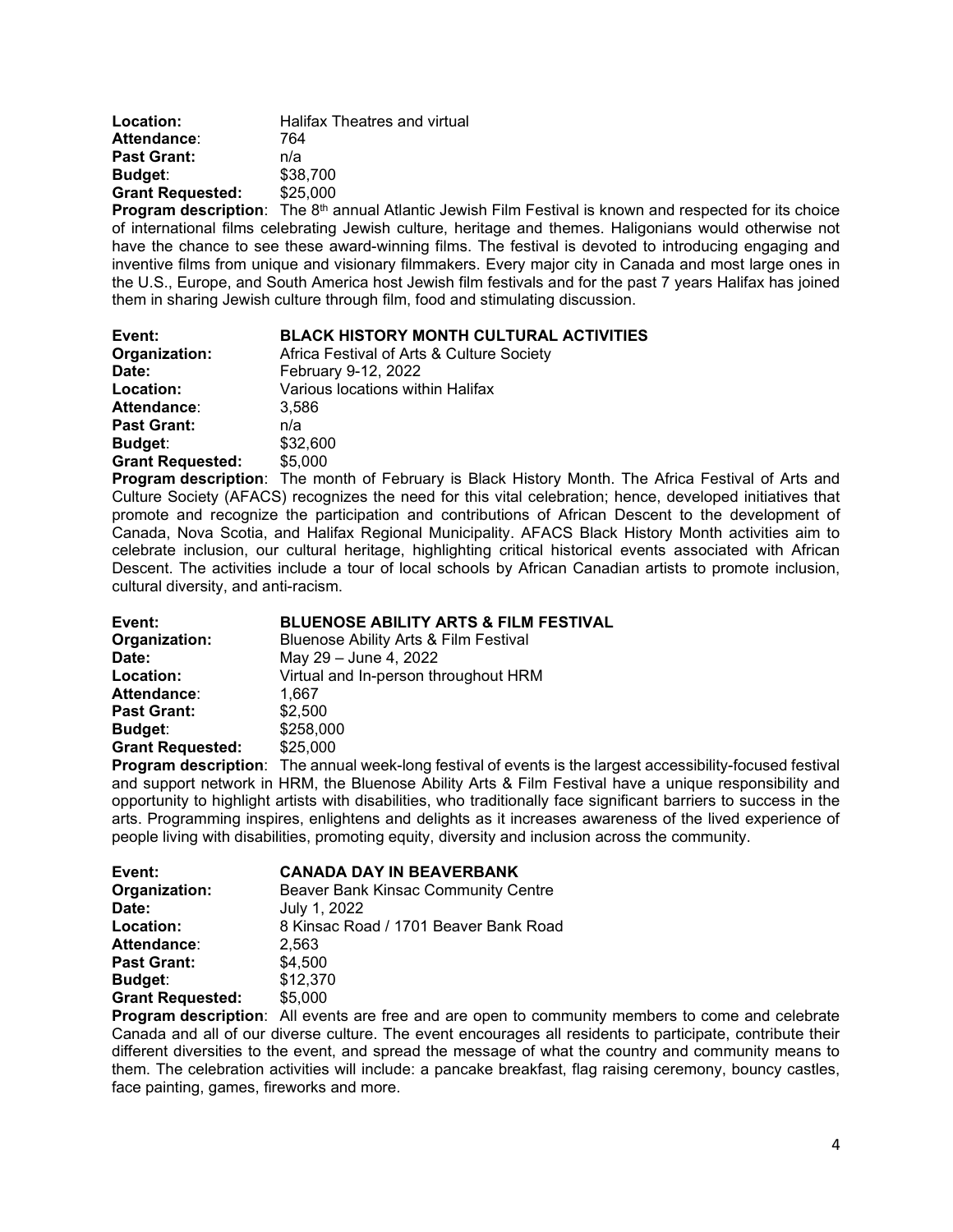**Location:** Halifax Theatres and virtual
**Attendance**: 764
**Past Grant:** n/a
**Budget**: $38,700
**Grant Requested:** $25,000

**Program description**: The 8th annual Atlantic Jewish Film Festival is known and respected for its choice of international films celebrating Jewish culture, heritage and themes. Haligonians would otherwise not have the chance to see these award-winning films. The festival is devoted to introducing engaging and inventive films from unique and visionary filmmakers. Every major city in Canada and most large ones in the U.S., Europe, and South America host Jewish film festivals and for the past 7 years Halifax has joined them in sharing Jewish culture through film, food and stimulating discussion.

**Event:** **BLACK HISTORY MONTH CULTURAL ACTIVITIES**
**Organization:** Africa Festival of Arts & Culture Society
**Date:** February 9-12, 2022
**Location:** Various locations within Halifax
**Attendance**: 3,586
**Past Grant:** n/a
**Budget**: $32,600
**Grant Requested:** $5,000

**Program description**: The month of February is Black History Month. The Africa Festival of Arts and Culture Society (AFACS) recognizes the need for this vital celebration; hence, developed initiatives that promote and recognize the participation and contributions of African Descent to the development of Canada, Nova Scotia, and Halifax Regional Municipality. AFACS Black History Month activities aim to celebrate inclusion, our cultural heritage, highlighting critical historical events associated with African Descent. The activities include a tour of local schools by African Canadian artists to promote inclusion, cultural diversity, and anti-racism.

**Event:** **BLUENOSE ABILITY ARTS & FILM FESTIVAL**
**Organization:** Bluenose Ability Arts & Film Festival
**Date:** May 29 – June 4, 2022
**Location:** Virtual and In-person throughout HRM
**Attendance**: 1,667
**Past Grant:** $2,500
**Budget**: $258,000
**Grant Requested:** $25,000

**Program description**: The annual week-long festival of events is the largest accessibility-focused festival and support network in HRM, the Bluenose Ability Arts & Film Festival have a unique responsibility and opportunity to highlight artists with disabilities, who traditionally face significant barriers to success in the arts. Programming inspires, enlightens and delights as it increases awareness of the lived experience of people living with disabilities, promoting equity, diversity and inclusion across the community.

**Event:** **CANADA DAY IN BEAVERBANK**
**Organization:** Beaver Bank Kinsac Community Centre
**Date:** July 1, 2022
**Location:** 8 Kinsac Road / 1701 Beaver Bank Road
**Attendance**: 2,563
**Past Grant:** $4,500
**Budget**: $12,370
**Grant Requested:** $5,000

**Program description**: All events are free and are open to community members to come and celebrate Canada and all of our diverse culture. The event encourages all residents to participate, contribute their different diversities to the event, and spread the message of what the country and community means to them. The celebration activities will include: a pancake breakfast, flag raising ceremony, bouncy castles, face painting, games, fireworks and more.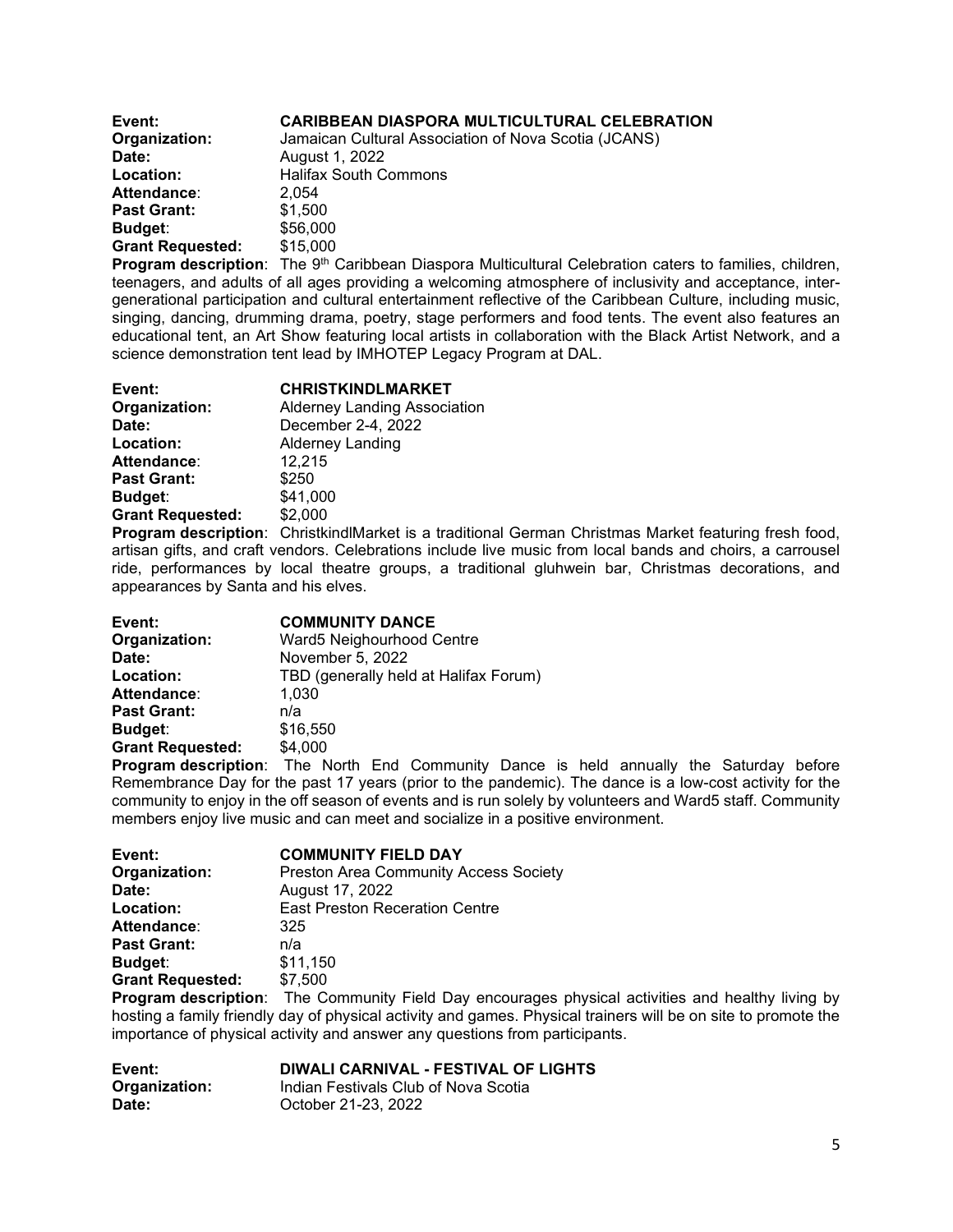**Event:** **CARIBBEAN DIASPORA MULTICULTURAL CELEBRATION**
**Organization:** Jamaican Cultural Association of Nova Scotia (JCANS)
**Date:** August 1, 2022
**Location:** Halifax South Commons
**Attendance**: 2,054
**Past Grant:** $1,500
**Budget**: $56,000
**Grant Requested:** $15,000
**Program description**: The 9th Caribbean Diaspora Multicultural Celebration caters to families, children, teenagers, and adults of all ages providing a welcoming atmosphere of inclusivity and acceptance, inter-generational participation and cultural entertainment reflective of the Caribbean Culture, including music, singing, dancing, drumming drama, poetry, stage performers and food tents. The event also features an educational tent, an Art Show featuring local artists in collaboration with the Black Artist Network, and a science demonstration tent lead by IMHOTEP Legacy Program at DAL.

**Event:** **CHRISTKINDLMARKET**
**Organization:** Alderney Landing Association
**Date:** December 2-4, 2022
**Location:** Alderney Landing
**Attendance**: 12,215
**Past Grant:** $250
**Budget**: $41,000
**Grant Requested:** $2,000
**Program description**: ChristkindlMarket is a traditional German Christmas Market featuring fresh food, artisan gifts, and craft vendors. Celebrations include live music from local bands and choirs, a carrousel ride, performances by local theatre groups, a traditional gluhwein bar, Christmas decorations, and appearances by Santa and his elves.

**Event:** **COMMUNITY DANCE**
**Organization:** Ward5 Neighourhood Centre
**Date:** November 5, 2022
**Location:** TBD (generally held at Halifax Forum)
**Attendance**: 1,030
**Past Grant:** n/a
**Budget**: $16,550
**Grant Requested:** $4,000
**Program description**: The North End Community Dance is held annually the Saturday before Remembrance Day for the past 17 years (prior to the pandemic). The dance is a low-cost activity for the community to enjoy in the off season of events and is run solely by volunteers and Ward5 staff. Community members enjoy live music and can meet and socialize in a positive environment.

**Event:** **COMMUNITY FIELD DAY**
**Organization:** Preston Area Community Access Society
**Date:** August 17, 2022
**Location:** East Preston Receration Centre
**Attendance**: 325
**Past Grant:** n/a
**Budget**: $11,150
**Grant Requested:** $7,500
**Program description**: The Community Field Day encourages physical activities and healthy living by hosting a family friendly day of physical activity and games. Physical trainers will be on site to promote the importance of physical activity and answer any questions from participants.

**Event:** **DIWALI CARNIVAL - FESTIVAL OF LIGHTS**
**Organization:** Indian Festivals Club of Nova Scotia
**Date:** October 21-23, 2022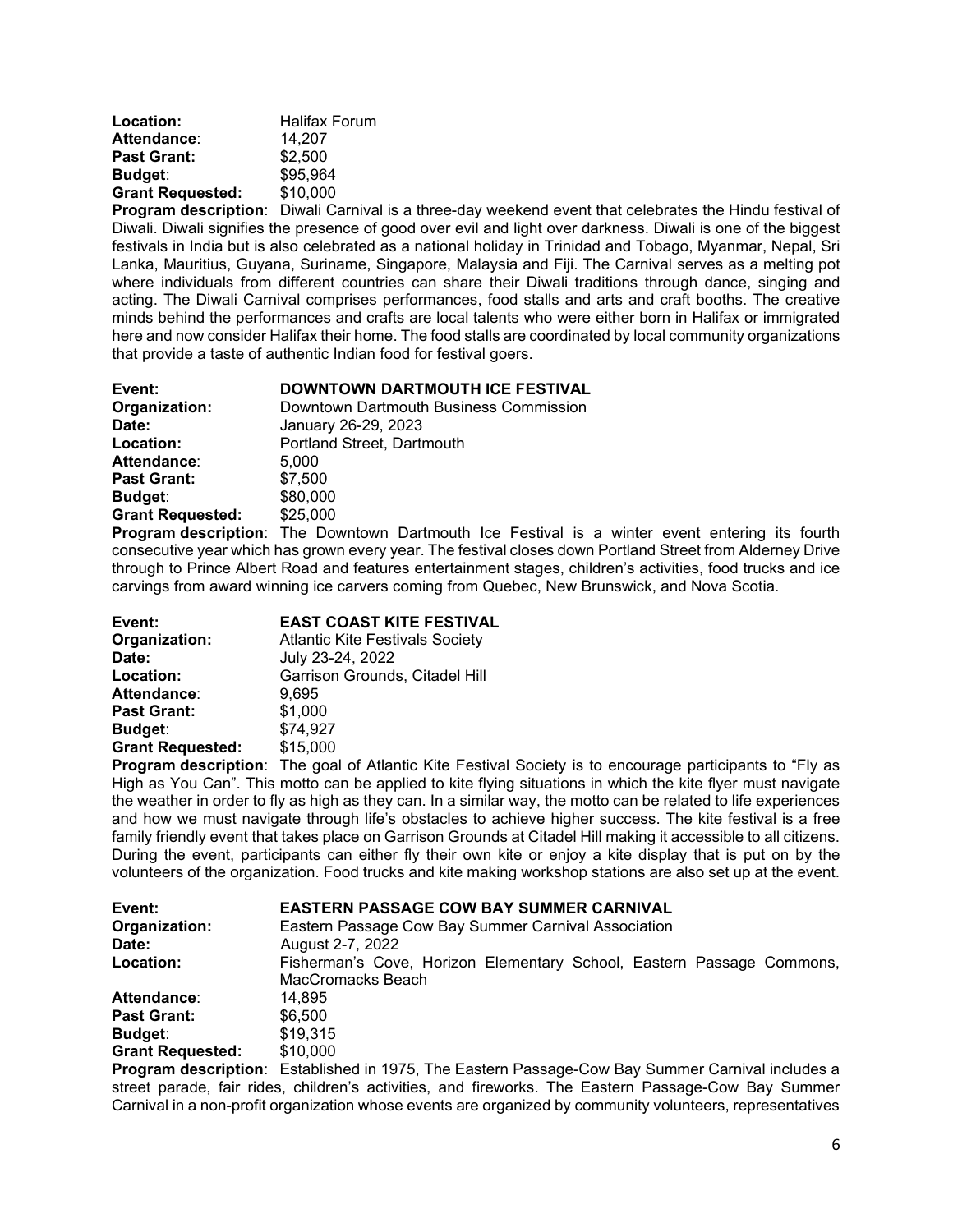**Location:** Halifax Forum
**Attendance**: 14,207
**Past Grant:** $2,500
**Budget**: $95,964
**Grant Requested:** $10,000
**Program description**: Diwali Carnival is a three-day weekend event that celebrates the Hindu festival of Diwali. Diwali signifies the presence of good over evil and light over darkness. Diwali is one of the biggest festivals in India but is also celebrated as a national holiday in Trinidad and Tobago, Myanmar, Nepal, Sri Lanka, Mauritius, Guyana, Suriname, Singapore, Malaysia and Fiji. The Carnival serves as a melting pot where individuals from different countries can share their Diwali traditions through dance, singing and acting. The Diwali Carnival comprises performances, food stalls and arts and craft booths. The creative minds behind the performances and crafts are local talents who were either born in Halifax or immigrated here and now consider Halifax their home. The food stalls are coordinated by local community organizations that provide a taste of authentic Indian food for festival goers.

**Event:** **DOWNTOWN DARTMOUTH ICE FESTIVAL**
**Organization:** Downtown Dartmouth Business Commission
**Date:** January 26-29, 2023
**Location:** Portland Street, Dartmouth
**Attendance**: 5,000
**Past Grant:** $7,500
**Budget**: $80,000
**Grant Requested:** $25,000
**Program description**: The Downtown Dartmouth Ice Festival is a winter event entering its fourth consecutive year which has grown every year. The festival closes down Portland Street from Alderney Drive through to Prince Albert Road and features entertainment stages, children's activities, food trucks and ice carvings from award winning ice carvers coming from Quebec, New Brunswick, and Nova Scotia.

**Event:** **EAST COAST KITE FESTIVAL**
**Organization:** Atlantic Kite Festivals Society
**Date:** July 23-24, 2022
**Location:** Garrison Grounds, Citadel Hill
**Attendance**: 9,695
**Past Grant:** $1,000
**Budget**: $74,927
**Grant Requested:** $15,000
**Program description**: The goal of Atlantic Kite Festival Society is to encourage participants to "Fly as High as You Can". This motto can be applied to kite flying situations in which the kite flyer must navigate the weather in order to fly as high as they can. In a similar way, the motto can be related to life experiences and how we must navigate through life's obstacles to achieve higher success. The kite festival is a free family friendly event that takes place on Garrison Grounds at Citadel Hill making it accessible to all citizens. During the event, participants can either fly their own kite or enjoy a kite display that is put on by the volunteers of the organization. Food trucks and kite making workshop stations are also set up at the event.

**Event:** **EASTERN PASSAGE COW BAY SUMMER CARNIVAL**
**Organization:** Eastern Passage Cow Bay Summer Carnival Association
**Date:** August 2-7, 2022
**Location:** Fisherman's Cove, Horizon Elementary School, Eastern Passage Commons, MacCromacks Beach
**Attendance**: 14,895
**Past Grant:** $6,500
**Budget**: $19,315
**Grant Requested:** $10,000
**Program description**: Established in 1975, The Eastern Passage-Cow Bay Summer Carnival includes a street parade, fair rides, children's activities, and fireworks. The Eastern Passage-Cow Bay Summer Carnival in a non-profit organization whose events are organized by community volunteers, representatives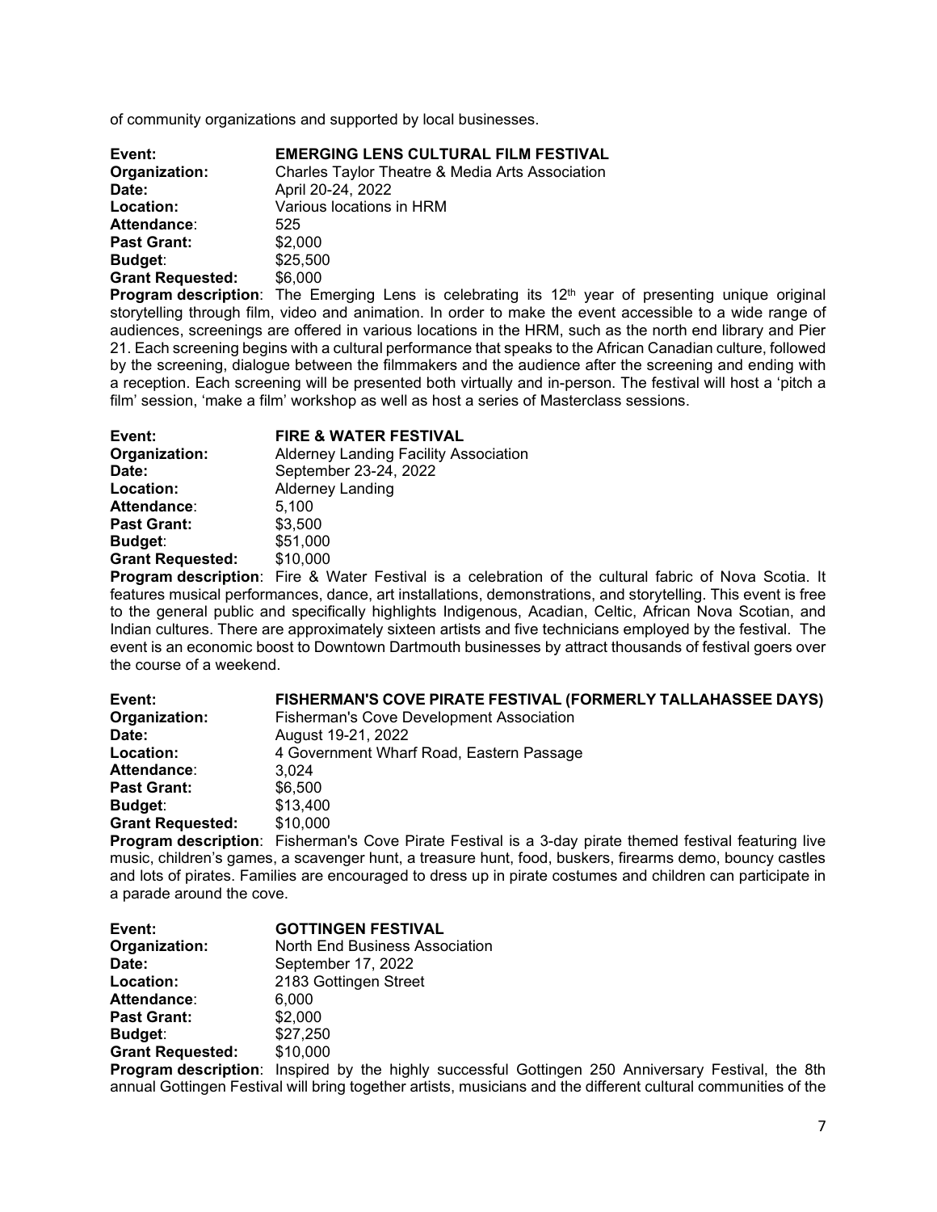of community organizations and supported by local businesses.

**Event:** **EMERGING LENS CULTURAL FILM FESTIVAL**
**Organization:** Charles Taylor Theatre & Media Arts Association
**Date:** April 20-24, 2022
**Location:** Various locations in HRM
**Attendance**: 525
**Past Grant:** $2,000
**Budget**: $25,500
**Grant Requested:** $6,000
**Program description**: The Emerging Lens is celebrating its 12th year of presenting unique original storytelling through film, video and animation. In order to make the event accessible to a wide range of audiences, screenings are offered in various locations in the HRM, such as the north end library and Pier 21. Each screening begins with a cultural performance that speaks to the African Canadian culture, followed by the screening, dialogue between the filmmakers and the audience after the screening and ending with a reception. Each screening will be presented both virtually and in-person. The festival will host a 'pitch a film' session, 'make a film' workshop as well as host a series of Masterclass sessions.

**Event:** **FIRE & WATER FESTIVAL**
**Organization:** Alderney Landing Facility Association
**Date:** September 23-24, 2022
**Location:** Alderney Landing
**Attendance**: 5,100
**Past Grant:** $3,500
**Budget**: $51,000
**Grant Requested:** $10,000
**Program description**: Fire & Water Festival is a celebration of the cultural fabric of Nova Scotia. It features musical performances, dance, art installations, demonstrations, and storytelling. This event is free to the general public and specifically highlights Indigenous, Acadian, Celtic, African Nova Scotian, and Indian cultures. There are approximately sixteen artists and five technicians employed by the festival. The event is an economic boost to Downtown Dartmouth businesses by attract thousands of festival goers over the course of a weekend.

**Event:** **FISHERMAN'S COVE PIRATE FESTIVAL (FORMERLY TALLAHASSEE DAYS)**
**Organization:** Fisherman's Cove Development Association
**Date:** August 19-21, 2022
**Location:** 4 Government Wharf Road, Eastern Passage
**Attendance**: 3,024
**Past Grant:** $6,500
**Budget**: $13,400
**Grant Requested:** $10,000
**Program description**: Fisherman's Cove Pirate Festival is a 3-day pirate themed festival featuring live music, children's games, a scavenger hunt, a treasure hunt, food, buskers, firearms demo, bouncy castles and lots of pirates. Families are encouraged to dress up in pirate costumes and children can participate in a parade around the cove.

**Event:** **GOTTINGEN FESTIVAL**
**Organization:** North End Business Association
**Date:** September 17, 2022
**Location:** 2183 Gottingen Street
**Attendance**: 6,000
**Past Grant:** $2,000
**Budget**: $27,250
**Grant Requested:** $10,000
**Program description**: Inspired by the highly successful Gottingen 250 Anniversary Festival, the 8th annual Gottingen Festival will bring together artists, musicians and the different cultural communities of the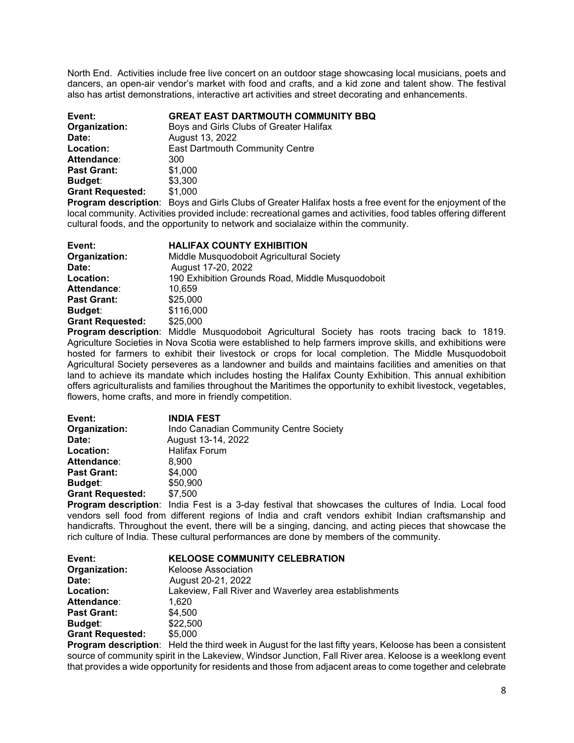North End. Activities include free live concert on an outdoor stage showcasing local musicians, poets and dancers, an open-air vendor's market with food and crafts, and a kid zone and talent show. The festival also has artist demonstrations, interactive art activities and street decorating and enhancements.

**Event:** **GREAT EAST DARTMOUTH COMMUNITY BBQ**
**Organization:** Boys and Girls Clubs of Greater Halifax
**Date:** August 13, 2022
**Location:** East Dartmouth Community Centre
**Attendance**: 300
**Past Grant:** $1,000
**Budget**: $3,300
**Grant Requested:** $1,000
**Program description**: Boys and Girls Clubs of Greater Halifax hosts a free event for the enjoyment of the local community. Activities provided include: recreational games and activities, food tables offering different cultural foods, and the opportunity to network and socialaize within the community.

**Event:** **HALIFAX COUNTY EXHIBITION**
**Organization:** Middle Musquodoboit Agricultural Society
**Date:** August 17-20, 2022
**Location:** 190 Exhibition Grounds Road, Middle Musquodoboit
**Attendance**: 10,659
**Past Grant:** $25,000
**Budget**: $116,000
**Grant Requested:** $25,000
**Program description**: Middle Musquodoboit Agricultural Society has roots tracing back to 1819. Agriculture Societies in Nova Scotia were established to help farmers improve skills, and exhibitions were hosted for farmers to exhibit their livestock or crops for local completion. The Middle Musquodoboit Agricultural Society perseveres as a landowner and builds and maintains facilities and amenities on that land to achieve its mandate which includes hosting the Halifax County Exhibition. This annual exhibition offers agriculturalists and families throughout the Maritimes the opportunity to exhibit livestock, vegetables, flowers, home crafts, and more in friendly competition.

**Event:** **INDIA FEST**
**Organization:** Indo Canadian Community Centre Society
**Date:** August 13-14, 2022
**Location:** Halifax Forum
**Attendance**: 8,900
**Past Grant:** $4,000
**Budget**: $50,900
**Grant Requested:** $7,500
**Program description**: India Fest is a 3-day festival that showcases the cultures of India. Local food vendors sell food from different regions of India and craft vendors exhibit Indian craftsmanship and handicrafts. Throughout the event, there will be a singing, dancing, and acting pieces that showcase the rich culture of India. These cultural performances are done by members of the community.

**Event:** **KELOOSE COMMUNITY CELEBRATION**
**Organization:** Keloose Association
**Date:** August 20-21, 2022
**Location:** Lakeview, Fall River and Waverley area establishments
**Attendance**: 1,620
**Past Grant:** $4,500
**Budget**: $22,500
**Grant Requested:** $5,000
**Program description**: Held the third week in August for the last fifty years, Keloose has been a consistent source of community spirit in the Lakeview, Windsor Junction, Fall River area. Keloose is a weeklong event that provides a wide opportunity for residents and those from adjacent areas to come together and celebrate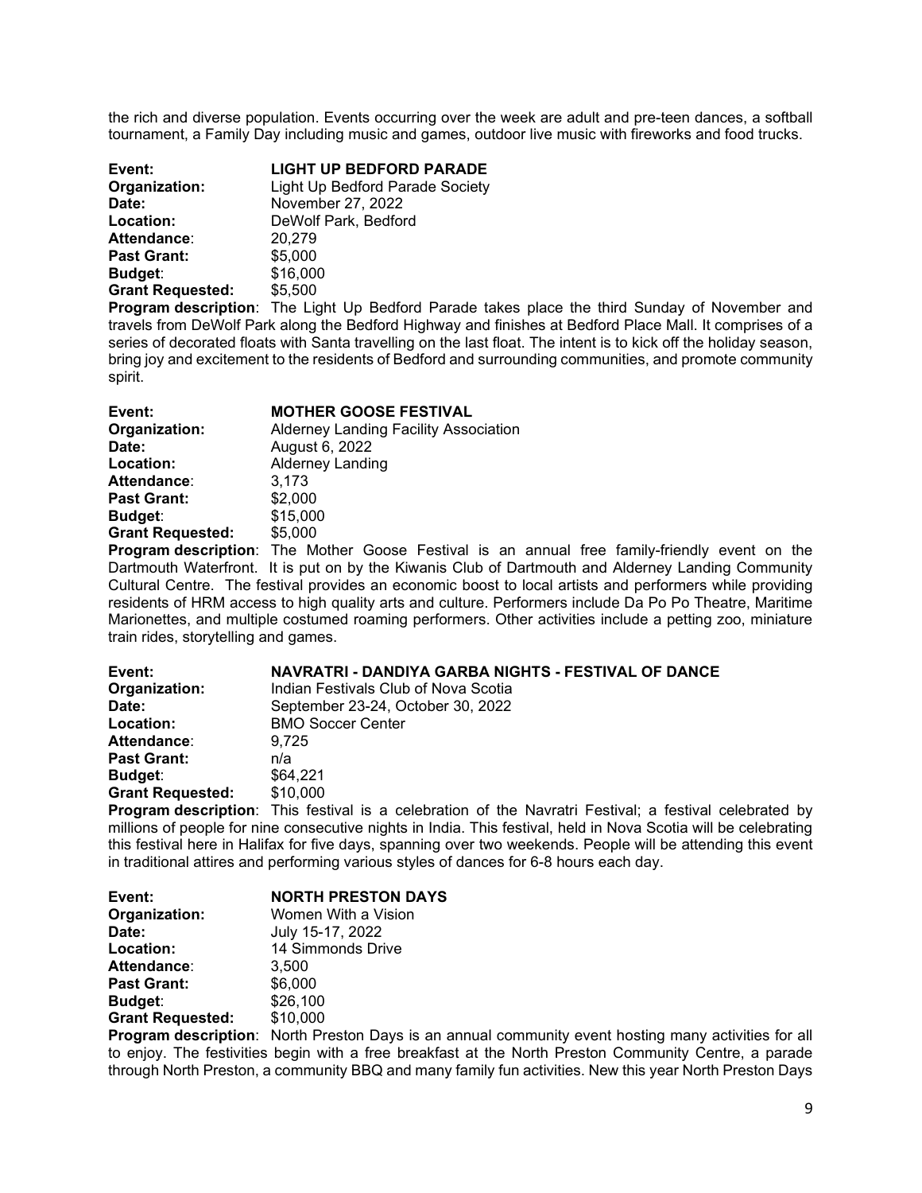the rich and diverse population. Events occurring over the week are adult and pre-teen dances, a softball tournament, a Family Day including music and games, outdoor live music with fireworks and food trucks.

**Event:** **LIGHT UP BEDFORD PARADE**
**Organization:** Light Up Bedford Parade Society
**Date:** November 27, 2022
**Location:** DeWolf Park, Bedford
**Attendance**: 20,279
**Past Grant:** $5,000
**Budget**: $16,000
**Grant Requested:** $5,500

**Program description**: The Light Up Bedford Parade takes place the third Sunday of November and travels from DeWolf Park along the Bedford Highway and finishes at Bedford Place Mall. It comprises of a series of decorated floats with Santa travelling on the last float. The intent is to kick off the holiday season, bring joy and excitement to the residents of Bedford and surrounding communities, and promote community spirit.

**Event:** **MOTHER GOOSE FESTIVAL**
**Organization:** Alderney Landing Facility Association
**Date:** August 6, 2022
**Location:** Alderney Landing
**Attendance**: 3,173
**Past Grant:** $2,000
**Budget**: $15,000
**Grant Requested:** $5,000

**Program description**: The Mother Goose Festival is an annual free family-friendly event on the Dartmouth Waterfront. It is put on by the Kiwanis Club of Dartmouth and Alderney Landing Community Cultural Centre. The festival provides an economic boost to local artists and performers while providing residents of HRM access to high quality arts and culture. Performers include Da Po Po Theatre, Maritime Marionettes, and multiple costumed roaming performers. Other activities include a petting zoo, miniature train rides, storytelling and games.

**Event:** **NAVRATRI - DANDIYA GARBA NIGHTS - FESTIVAL OF DANCE**
**Organization:** Indian Festivals Club of Nova Scotia
**Date:** September 23-24, October 30, 2022
**Location:** BMO Soccer Center
**Attendance**: 9,725
**Past Grant:** n/a
**Budget**: $64,221
**Grant Requested:** $10,000

**Program description**: This festival is a celebration of the Navratri Festival; a festival celebrated by millions of people for nine consecutive nights in India. This festival, held in Nova Scotia will be celebrating this festival here in Halifax for five days, spanning over two weekends. People will be attending this event in traditional attires and performing various styles of dances for 6-8 hours each day.

**Event:** **NORTH PRESTON DAYS**
**Organization:** Women With a Vision
**Date:** July 15-17, 2022
**Location:** 14 Simmonds Drive
**Attendance**: 3,500
**Past Grant:** $6,000
**Budget**: $26,100
**Grant Requested:** $10,000

**Program description**: North Preston Days is an annual community event hosting many activities for all to enjoy. The festivities begin with a free breakfast at the North Preston Community Centre, a parade through North Preston, a community BBQ and many family fun activities. New this year North Preston Days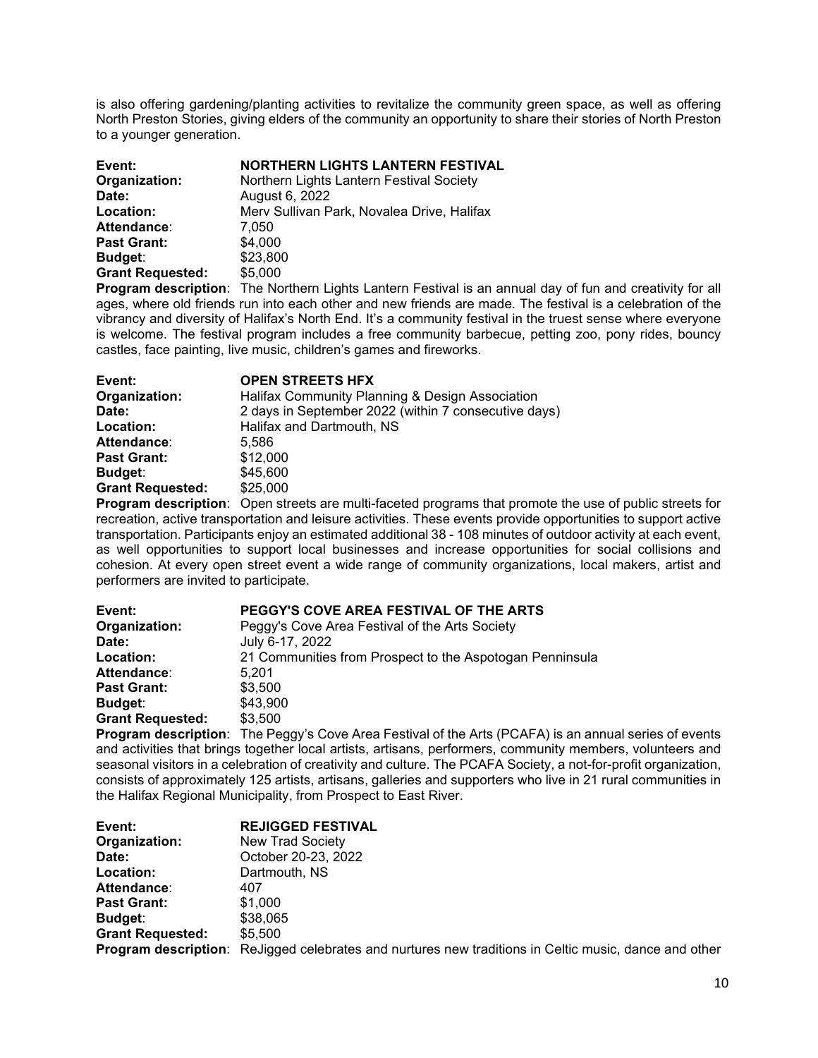is also offering gardening/planting activities to revitalize the community green space, as well as offering North Preston Stories, giving elders of the community an opportunity to share their stories of North Preston to a younger generation.

**Event:** **NORTHERN LIGHTS LANTERN FESTIVAL**
**Organization:** Northern Lights Lantern Festival Society
**Date:** August 6, 2022
**Location:** Merv Sullivan Park, Novalea Drive, Halifax
**Attendance**: 7,050
**Past Grant:** $4,000
**Budget**: $23,800
**Grant Requested:** $5,000
**Program description**: The Northern Lights Lantern Festival is an annual day of fun and creativity for all ages, where old friends run into each other and new friends are made. The festival is a celebration of the vibrancy and diversity of Halifax's North End. It's a community festival in the truest sense where everyone is welcome. The festival program includes a free community barbecue, petting zoo, pony rides, bouncy castles, face painting, live music, children's games and fireworks.

**Event:** **OPEN STREETS HFX**
**Organization:** Halifax Community Planning & Design Association
**Date:** 2 days in September 2022 (within 7 consecutive days)
**Location:** Halifax and Dartmouth, NS
**Attendance**: 5,586
**Past Grant:** $12,000
**Budget**: $45,600
**Grant Requested:** $25,000
**Program description**: Open streets are multi-faceted programs that promote the use of public streets for recreation, active transportation and leisure activities. These events provide opportunities to support active transportation. Participants enjoy an estimated additional 38 - 108 minutes of outdoor activity at each event, as well opportunities to support local businesses and increase opportunities for social collisions and cohesion. At every open street event a wide range of community organizations, local makers, artist and performers are invited to participate.

**Event:** **PEGGY'S COVE AREA FESTIVAL OF THE ARTS**
**Organization:** Peggy's Cove Area Festival of the Arts Society
**Date:** July 6-17, 2022
**Location:** 21 Communities from Prospect to the Aspotogan Penninsula
**Attendance**: 5,201
**Past Grant:** $3,500
**Budget**: $43,900
**Grant Requested:** $3,500
**Program description**: The Peggy's Cove Area Festival of the Arts (PCAFA) is an annual series of events and activities that brings together local artists, artisans, performers, community members, volunteers and seasonal visitors in a celebration of creativity and culture. The PCAFA Society, a not-for-profit organization, consists of approximately 125 artists, artisans, galleries and supporters who live in 21 rural communities in the Halifax Regional Municipality, from Prospect to East River.

**Event:** **REJIGGED FESTIVAL**
**Organization:** New Trad Society
**Date:** October 20-23, 2022
**Location:** Dartmouth, NS
**Attendance**: 407
**Past Grant:** $1,000
**Budget**: $38,065
**Grant Requested:** $5,500
**Program description**: ReJigged celebrates and nurtures new traditions in Celtic music, dance and other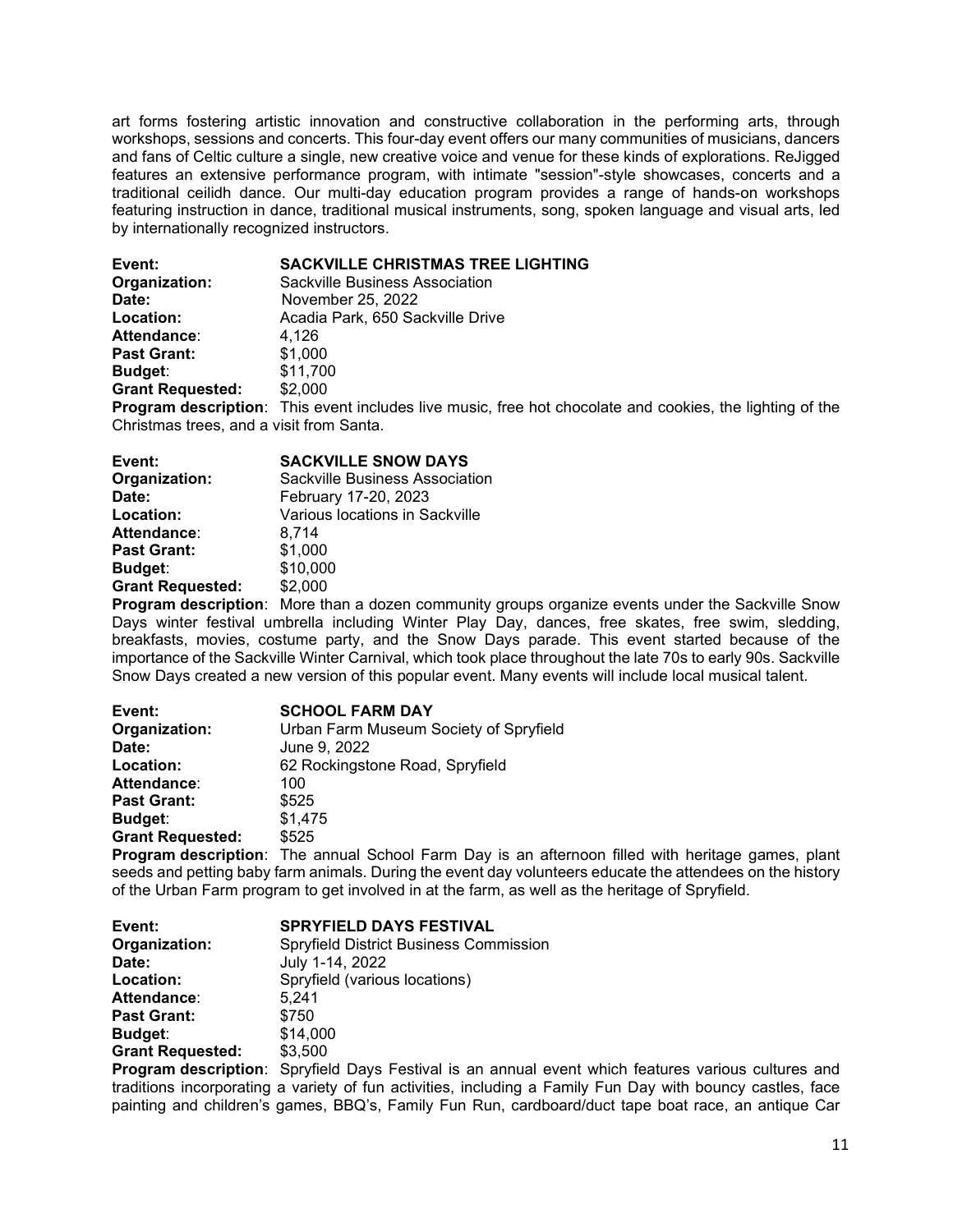art forms fostering artistic innovation and constructive collaboration in the performing arts, through workshops, sessions and concerts. This four-day event offers our many communities of musicians, dancers and fans of Celtic culture a single, new creative voice and venue for these kinds of explorations. ReJigged features an extensive performance program, with intimate "session"-style showcases, concerts and a traditional ceilidh dance. Our multi-day education program provides a range of hands-on workshops featuring instruction in dance, traditional musical instruments, song, spoken language and visual arts, led by internationally recognized instructors.

**Event:** **SACKVILLE CHRISTMAS TREE LIGHTING**
**Organization:** Sackville Business Association
**Date:** November 25, 2022
**Location:** Acadia Park, 650 Sackville Drive
**Attendance**: 4,126
**Past Grant:** $1,000
**Budget**: $11,700
**Grant Requested:** $2,000
**Program description**: This event includes live music, free hot chocolate and cookies, the lighting of the Christmas trees, and a visit from Santa.

**Event:** **SACKVILLE SNOW DAYS**
**Organization:** Sackville Business Association
**Date:** February 17-20, 2023
**Location:** Various locations in Sackville
**Attendance**: 8,714
**Past Grant:** $1,000
**Budget**: $10,000
**Grant Requested:** $2,000
**Program description**: More than a dozen community groups organize events under the Sackville Snow Days winter festival umbrella including Winter Play Day, dances, free skates, free swim, sledding, breakfasts, movies, costume party, and the Snow Days parade. This event started because of the importance of the Sackville Winter Carnival, which took place throughout the late 70s to early 90s. Sackville Snow Days created a new version of this popular event. Many events will include local musical talent.

**Event:** **SCHOOL FARM DAY**
**Organization:** Urban Farm Museum Society of Spryfield
**Date:** June 9, 2022
**Location:** 62 Rockingstone Road, Spryfield
**Attendance**: 100
**Past Grant:** $525
**Budget**: $1,475
**Grant Requested:** $525
**Program description**: The annual School Farm Day is an afternoon filled with heritage games, plant seeds and petting baby farm animals. During the event day volunteers educate the attendees on the history of the Urban Farm program to get involved in at the farm, as well as the heritage of Spryfield.

**Event:** **SPRYFIELD DAYS FESTIVAL**
**Organization:** Spryfield District Business Commission
**Date:** July 1-14, 2022
**Location:** Spryfield (various locations)
**Attendance**: 5,241
**Past Grant:** $750
**Budget**: $14,000
**Grant Requested:** $3,500
**Program description**: Spryfield Days Festival is an annual event which features various cultures and traditions incorporating a variety of fun activities, including a Family Fun Day with bouncy castles, face painting and children's games, BBQ's, Family Fun Run, cardboard/duct tape boat race, an antique Car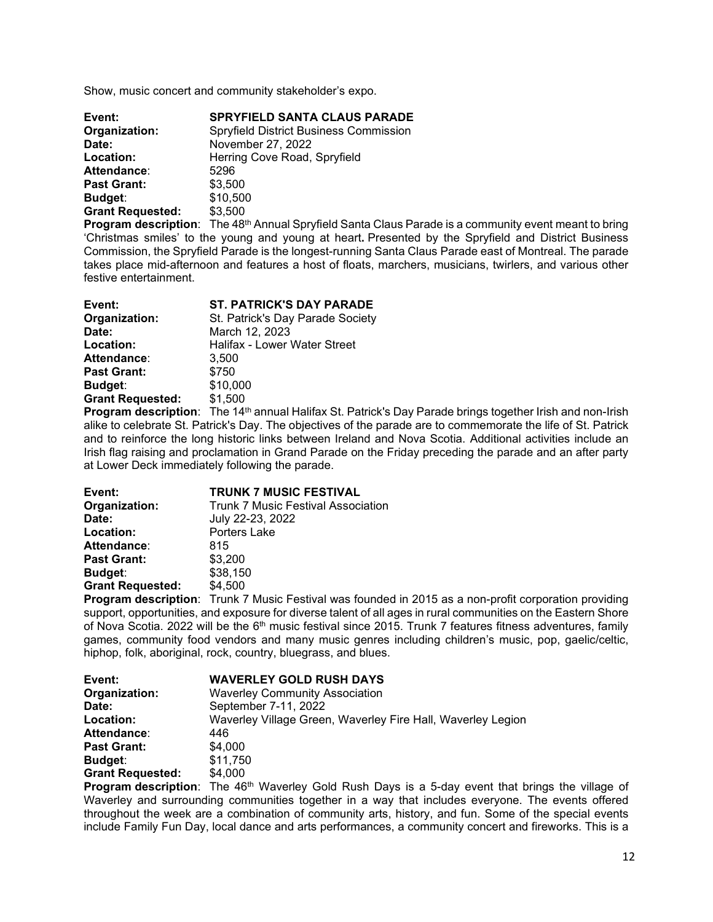Show, music concert and community stakeholder's expo.

**Event:** **SPRYFIELD SANTA CLAUS PARADE**
**Organization:** Spryfield District Business Commission
**Date:** November 27, 2022
**Location:** Herring Cove Road, Spryfield
**Attendance**: 5296
**Past Grant:** $3,500
**Budget**: $10,500
**Grant Requested:** $3,500
**Program description**: The 48th Annual Spryfield Santa Claus Parade is a community event meant to bring 'Christmas smiles' to the young and young at heart**.** Presented by the Spryfield and District Business Commission, the Spryfield Parade is the longest-running Santa Claus Parade east of Montreal. The parade takes place mid-afternoon and features a host of floats, marchers, musicians, twirlers, and various other festive entertainment.

**Event:** **ST. PATRICK'S DAY PARADE**
**Organization:** St. Patrick's Day Parade Society
**Date:** March 12, 2023
**Location:** Halifax - Lower Water Street
**Attendance**: 3,500
**Past Grant:** $750
**Budget**: $10,000
**Grant Requested:** $1,500
**Program description**: The 14th annual Halifax St. Patrick's Day Parade brings together Irish and non-Irish alike to celebrate St. Patrick's Day. The objectives of the parade are to commemorate the life of St. Patrick and to reinforce the long historic links between Ireland and Nova Scotia. Additional activities include an Irish flag raising and proclamation in Grand Parade on the Friday preceding the parade and an after party at Lower Deck immediately following the parade.

**Event:** **TRUNK 7 MUSIC FESTIVAL**
**Organization:** Trunk 7 Music Festival Association
**Date:** July 22-23, 2022
**Location:** Porters Lake
**Attendance**: 815
**Past Grant:** $3,200
**Budget**: $38,150
**Grant Requested:** $4,500
**Program description**: Trunk 7 Music Festival was founded in 2015 as a non-profit corporation providing support, opportunities, and exposure for diverse talent of all ages in rural communities on the Eastern Shore of Nova Scotia. 2022 will be the 6th music festival since 2015. Trunk 7 features fitness adventures, family games, community food vendors and many music genres including children's music, pop, gaelic/celtic, hiphop, folk, aboriginal, rock, country, bluegrass, and blues.

**Event:** **WAVERLEY GOLD RUSH DAYS**
**Organization:** Waverley Community Association
**Date:** September 7-11, 2022
**Location:** Waverley Village Green, Waverley Fire Hall, Waverley Legion
**Attendance**: 446
**Past Grant:** $4,000
**Budget**: $11,750
**Grant Requested:** $4,000
**Program description**: The 46th Waverley Gold Rush Days is a 5-day event that brings the village of Waverley and surrounding communities together in a way that includes everyone. The events offered throughout the week are a combination of community arts, history, and fun. Some of the special events include Family Fun Day, local dance and arts performances, a community concert and fireworks. This is a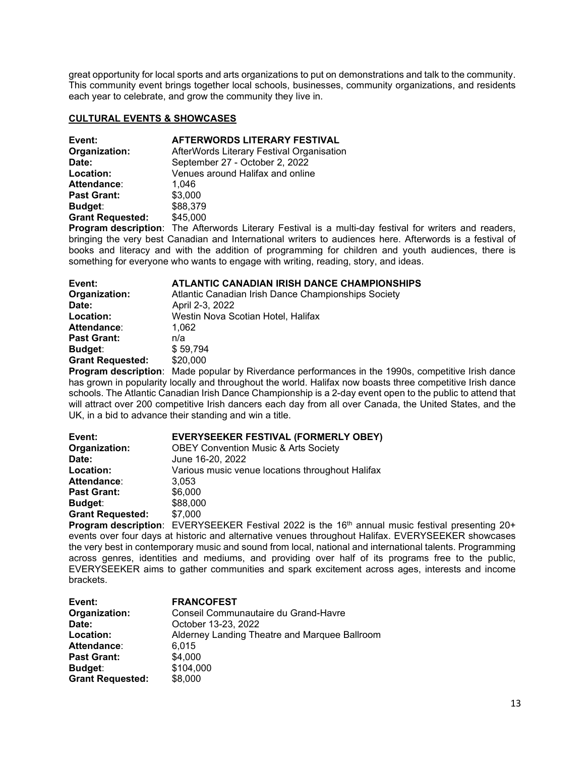great opportunity for local sports and arts organizations to put on demonstrations and talk to the community. This community event brings together local schools, businesses, community organizations, and residents each year to celebrate, and grow the community they live in.

## CULTURAL EVENTS & SHOWCASES

**Event:** **AFTERWORDS LITERARY FESTIVAL**
**Organization:** AfterWords Literary Festival Organisation
**Date:** September 27 - October 2, 2022
**Location:** Venues around Halifax and online
**Attendance**: 1,046
**Past Grant:** $3,000
**Budget**: $88,379
**Grant Requested:** $45,000
**Program description**: The Afterwords Literary Festival is a multi-day festival for writers and readers, bringing the very best Canadian and International writers to audiences here. Afterwords is a festival of books and literacy and with the addition of programming for children and youth audiences, there is something for everyone who wants to engage with writing, reading, story, and ideas.

**Event:** **ATLANTIC CANADIAN IRISH DANCE CHAMPIONSHIPS**
**Organization:** Atlantic Canadian Irish Dance Championships Society
**Date:** April 2-3, 2022
**Location:** Westin Nova Scotian Hotel, Halifax
**Attendance**: 1,062
**Past Grant:** n/a
**Budget**: $ 59,794
**Grant Requested:** $20,000
**Program description**: Made popular by Riverdance performances in the 1990s, competitive Irish dance has grown in popularity locally and throughout the world. Halifax now boasts three competitive Irish dance schools. The Atlantic Canadian Irish Dance Championship is a 2-day event open to the public to attend that will attract over 200 competitive Irish dancers each day from all over Canada, the United States, and the UK, in a bid to advance their standing and win a title.

**Event:** **EVERYSEEKER FESTIVAL (FORMERLY OBEY)**
**Organization:** OBEY Convention Music & Arts Society
**Date:** June 16-20, 2022
**Location:** Various music venue locations throughout Halifax
**Attendance**: 3,053
**Past Grant:** $6,000
**Budget**: $88,000
**Grant Requested:** $7,000
**Program description**: EVERYSEEKER Festival 2022 is the 16th annual music festival presenting 20+ events over four days at historic and alternative venues throughout Halifax. EVERYSEEKER showcases the very best in contemporary music and sound from local, national and international talents. Programming across genres, identities and mediums, and providing over half of its programs free to the public, EVERYSEEKER aims to gather communities and spark excitement across ages, interests and income brackets.

**Event:** **FRANCOFEST**
**Organization:** Conseil Communautaire du Grand-Havre
**Date:** October 13-23, 2022
**Location:** Alderney Landing Theatre and Marquee Ballroom
**Attendance**: 6,015
**Past Grant:** $4,000
**Budget**: $104,000
**Grant Requested:** $8,000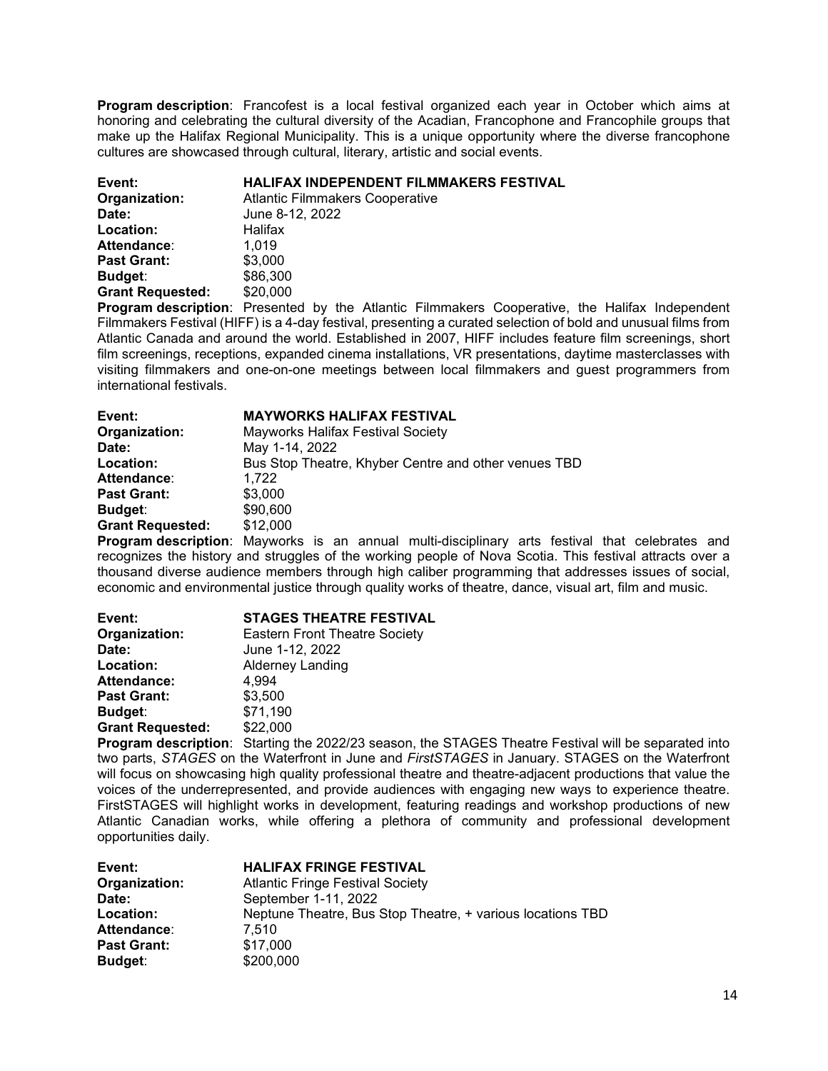**Program description**: Francofest is a local festival organized each year in October which aims at honoring and celebrating the cultural diversity of the Acadian, Francophone and Francophile groups that make up the Halifax Regional Municipality. This is a unique opportunity where the diverse francophone cultures are showcased through cultural, literary, artistic and social events.

**Event:** **HALIFAX INDEPENDENT FILMMAKERS FESTIVAL**
**Organization:** Atlantic Filmmakers Cooperative
**Date:** June 8-12, 2022
**Location:** Halifax
**Attendance**: 1,019
**Past Grant:** $3,000
**Budget**: $86,300
**Grant Requested:** $20,000
**Program description**: Presented by the Atlantic Filmmakers Cooperative, the Halifax Independent Filmmakers Festival (HIFF) is a 4-day festival, presenting a curated selection of bold and unusual films from Atlantic Canada and around the world. Established in 2007, HIFF includes feature film screenings, short film screenings, receptions, expanded cinema installations, VR presentations, daytime masterclasses with visiting filmmakers and one-on-one meetings between local filmmakers and guest programmers from international festivals.

**Event:** **MAYWORKS HALIFAX FESTIVAL**
**Organization:** Mayworks Halifax Festival Society
**Date:** May 1-14, 2022
**Location:** Bus Stop Theatre, Khyber Centre and other venues TBD
**Attendance**: 1,722
**Past Grant:** $3,000
**Budget**: $90,600
**Grant Requested:** $12,000
**Program description**: Mayworks is an annual multi-disciplinary arts festival that celebrates and recognizes the history and struggles of the working people of Nova Scotia. This festival attracts over a thousand diverse audience members through high caliber programming that addresses issues of social, economic and environmental justice through quality works of theatre, dance, visual art, film and music.

**Event:** **STAGES THEATRE FESTIVAL**
**Organization:** Eastern Front Theatre Society
**Date:** June 1-12, 2022
**Location:** Alderney Landing
**Attendance:** 4,994
**Past Grant:** $3,500
**Budget**: $71,190
**Grant Requested:** $22,000
**Program description**: Starting the 2022/23 season, the STAGES Theatre Festival will be separated into two parts, *STAGES* on the Waterfront in June and *FirstSTAGES* in January. STAGES on the Waterfront will focus on showcasing high quality professional theatre and theatre-adjacent productions that value the voices of the underrepresented, and provide audiences with engaging new ways to experience theatre. FirstSTAGES will highlight works in development, featuring readings and workshop productions of new Atlantic Canadian works, while offering a plethora of community and professional development opportunities daily.

**Event:** **HALIFAX FRINGE FESTIVAL**
**Organization:** Atlantic Fringe Festival Society
**Date:** September 1-11, 2022
**Location:** Neptune Theatre, Bus Stop Theatre, + various locations TBD
**Attendance**: 7,510
**Past Grant:** $17,000
**Budget**: $200,000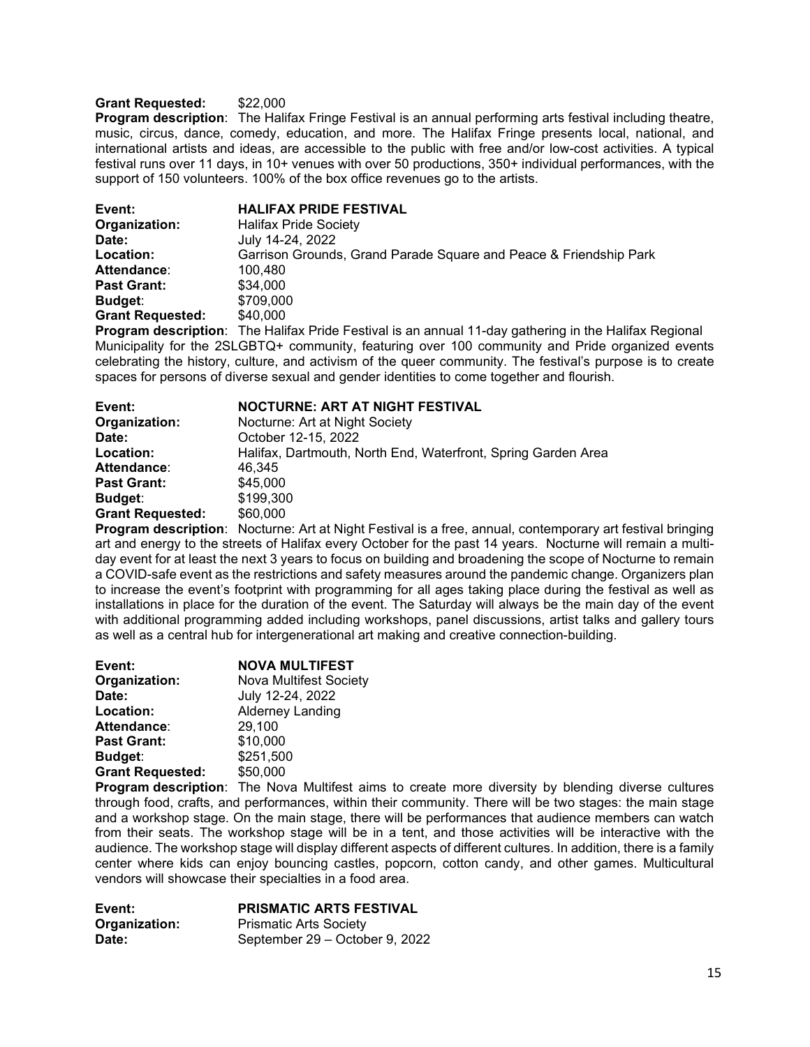**Grant Requested:** $22,000

**Program description**: The Halifax Fringe Festival is an annual performing arts festival including theatre, music, circus, dance, comedy, education, and more. The Halifax Fringe presents local, national, and international artists and ideas, are accessible to the public with free and/or low-cost activities. A typical festival runs over 11 days, in 10+ venues with over 50 productions, 350+ individual performances, with the support of 150 volunteers. 100% of the box office revenues go to the artists.

**Event:** **HALIFAX PRIDE FESTIVAL**
**Organization:** Halifax Pride Society
**Date:** July 14-24, 2022
**Location:** Garrison Grounds, Grand Parade Square and Peace & Friendship Park
**Attendance**: 100,480
**Past Grant:** $34,000
**Budget**: $709,000
**Grant Requested:** $40,000

**Program description**: The Halifax Pride Festival is an annual 11-day gathering in the Halifax Regional Municipality for the 2SLGBTQ+ community, featuring over 100 community and Pride organized events celebrating the history, culture, and activism of the queer community. The festival's purpose is to create spaces for persons of diverse sexual and gender identities to come together and flourish.

**Event:** **NOCTURNE: ART AT NIGHT FESTIVAL**
**Organization:** Nocturne: Art at Night Society
**Date:** October 12-15, 2022
**Location:** Halifax, Dartmouth, North End, Waterfront, Spring Garden Area
**Attendance**: 46,345
**Past Grant:** $45,000
**Budget**: $199,300
**Grant Requested:** $60,000

**Program description**: Nocturne: Art at Night Festival is a free, annual, contemporary art festival bringing art and energy to the streets of Halifax every October for the past 14 years. Nocturne will remain a multi-day event for at least the next 3 years to focus on building and broadening the scope of Nocturne to remain a COVID-safe event as the restrictions and safety measures around the pandemic change. Organizers plan to increase the event's footprint with programming for all ages taking place during the festival as well as installations in place for the duration of the event. The Saturday will always be the main day of the event with additional programming added including workshops, panel discussions, artist talks and gallery tours as well as a central hub for intergenerational art making and creative connection-building.

**Event:** **NOVA MULTIFEST**
**Organization:** Nova Multifest Society
**Date:** July 12-24, 2022
**Location:** Alderney Landing
**Attendance**: 29,100
**Past Grant:** $10,000
**Budget**: $251,500
**Grant Requested:** $50,000

**Program description**: The Nova Multifest aims to create more diversity by blending diverse cultures through food, crafts, and performances, within their community. There will be two stages: the main stage and a workshop stage. On the main stage, there will be performances that audience members can watch from their seats. The workshop stage will be in a tent, and those activities will be interactive with the audience. The workshop stage will display different aspects of different cultures. In addition, there is a family center where kids can enjoy bouncing castles, popcorn, cotton candy, and other games. Multicultural vendors will showcase their specialties in a food area.

**Event:** **PRISMATIC ARTS FESTIVAL**
**Organization:** Prismatic Arts Society
**Date:** September 29 – October 9, 2022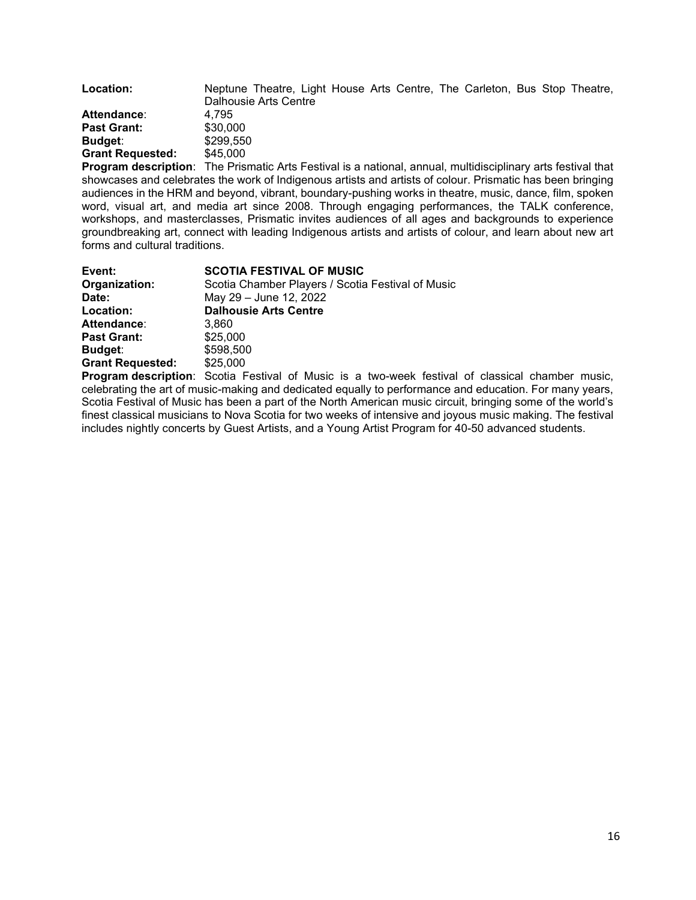**Location:** Neptune Theatre, Light House Arts Centre, The Carleton, Bus Stop Theatre, Dalhousie Arts Centre
**Attendance**: 4,795
**Past Grant:** $30,000
**Budget**: $299,550
**Grant Requested:** $45,000

**Program description**: The Prismatic Arts Festival is a national, annual, multidisciplinary arts festival that showcases and celebrates the work of Indigenous artists and artists of colour. Prismatic has been bringing audiences in the HRM and beyond, vibrant, boundary-pushing works in theatre, music, dance, film, spoken word, visual art, and media art since 2008. Through engaging performances, the TALK conference, workshops, and masterclasses, Prismatic invites audiences of all ages and backgrounds to experience groundbreaking art, connect with leading Indigenous artists and artists of colour, and learn about new art forms and cultural traditions.

**Event:** **SCOTIA FESTIVAL OF MUSIC**
**Organization:** Scotia Chamber Players / Scotia Festival of Music
**Date:** May 29 – June 12, 2022
**Location:** **Dalhousie Arts Centre**
**Attendance**: 3,860
**Past Grant:** $25,000
**Budget**: $598,500
**Grant Requested:** $25,000

**Program description**: Scotia Festival of Music is a two-week festival of classical chamber music, celebrating the art of music-making and dedicated equally to performance and education. For many years, Scotia Festival of Music has been a part of the North American music circuit, bringing some of the world's finest classical musicians to Nova Scotia for two weeks of intensive and joyous music making. The festival includes nightly concerts by Guest Artists, and a Young Artist Program for 40-50 advanced students.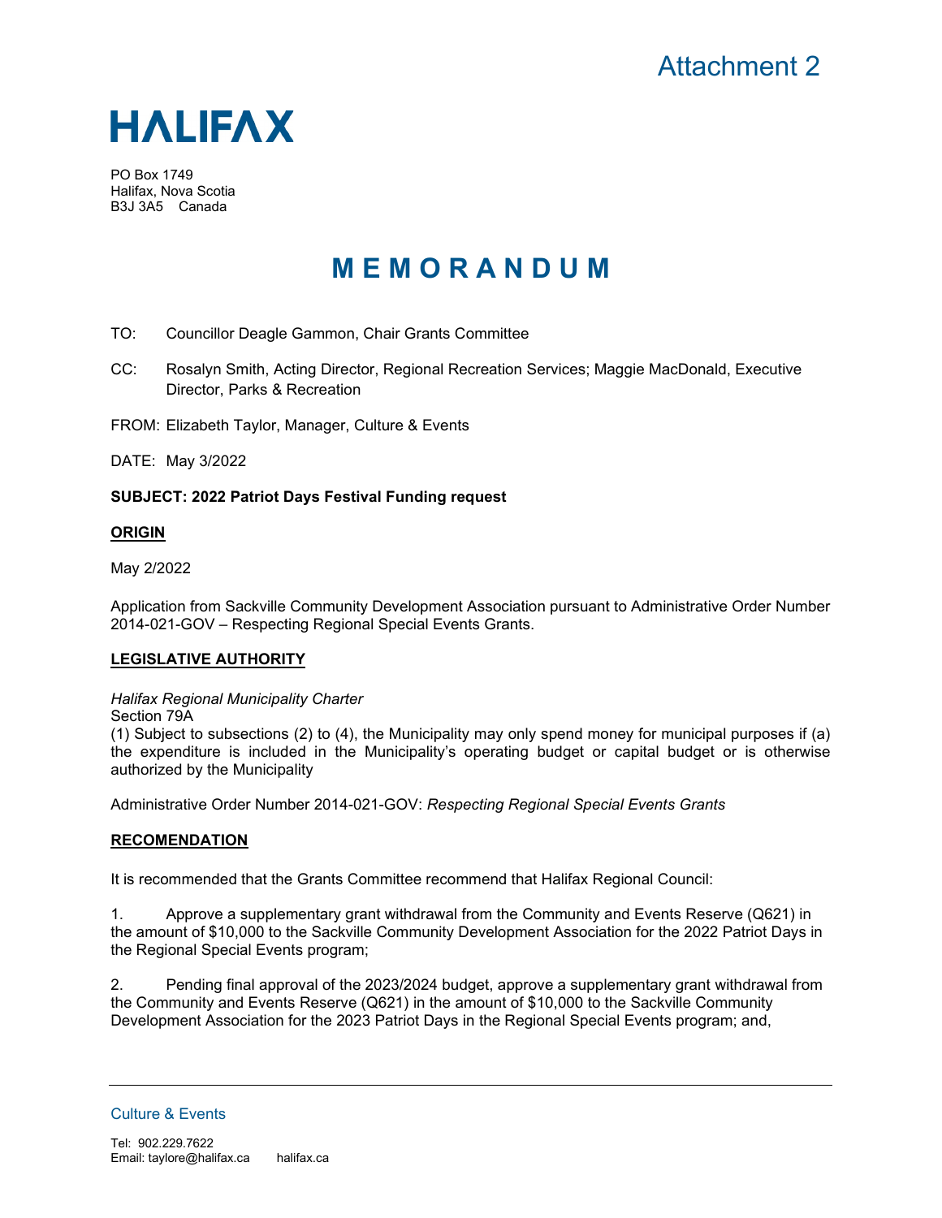Attachment 2

# HALIFAX

PO Box 1749
Halifax, Nova Scotia
B3J 3A5 Canada

# M E M O R A N D U M

TO: Councillor Deagle Gammon, Chair Grants Committee

CC: Rosalyn Smith, Acting Director, Regional Recreation Services; Maggie MacDonald, Executive Director, Parks & Recreation

FROM: Elizabeth Taylor, Manager, Culture & Events

DATE: May 3/2022

**SUBJECT: 2022 Patriot Days Festival Funding request**

**ORIGIN**

May 2/2022

Application from Sackville Community Development Association pursuant to Administrative Order Number 2014-021-GOV – Respecting Regional Special Events Grants.

**LEGISLATIVE AUTHORITY**

*Halifax Regional Municipality Charter*
Section 79A
(1) Subject to subsections (2) to (4), the Municipality may only spend money for municipal purposes if (a) the expenditure is included in the Municipality's operating budget or capital budget or is otherwise authorized by the Municipality

Administrative Order Number 2014-021-GOV: *Respecting Regional Special Events Grants*

**RECOMENDATION**

It is recommended that the Grants Committee recommend that Halifax Regional Council:

1. Approve a supplementary grant withdrawal from the Community and Events Reserve (Q621) in the amount of $10,000 to the Sackville Community Development Association for the 2022 Patriot Days in the Regional Special Events program;

2. Pending final approval of the 2023/2024 budget, approve a supplementary grant withdrawal from the Community and Events Reserve (Q621) in the amount of $10,000 to the Sackville Community Development Association for the 2023 Patriot Days in the Regional Special Events program; and,

Culture & Events

Tel: 902.229.7622
Email: taylore@halifax.ca halifax.ca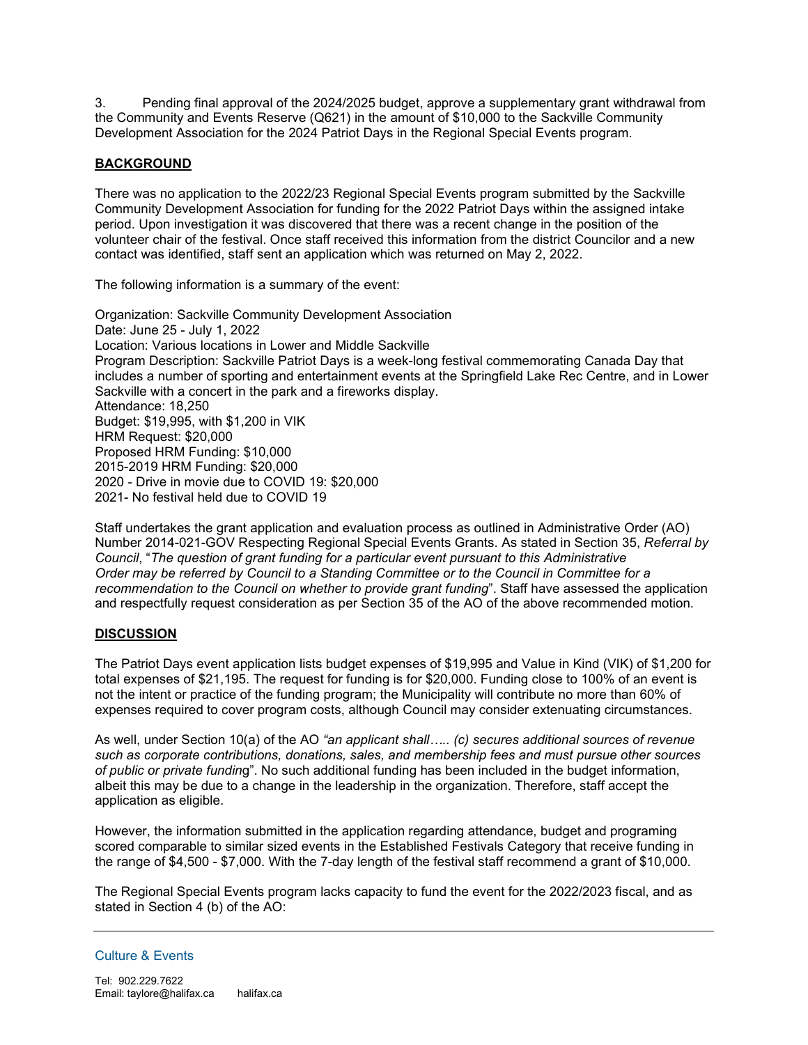3. Pending final approval of the 2024/2025 budget, approve a supplementary grant withdrawal from the Community and Events Reserve (Q621) in the amount of $10,000 to the Sackville Community Development Association for the 2024 Patriot Days in the Regional Special Events program.

**BACKGROUND**

There was no application to the 2022/23 Regional Special Events program submitted by the Sackville Community Development Association for funding for the 2022 Patriot Days within the assigned intake period. Upon investigation it was discovered that there was a recent change in the position of the volunteer chair of the festival. Once staff received this information from the district Councilor and a new contact was identified, staff sent an application which was returned on May 2, 2022.

The following information is a summary of the event:

Organization: Sackville Community Development Association
Date: June 25 - July 1, 2022
Location: Various locations in Lower and Middle Sackville
Program Description: Sackville Patriot Days is a week-long festival commemorating Canada Day that includes a number of sporting and entertainment events at the Springfield Lake Rec Centre, and in Lower Sackville with a concert in the park and a fireworks display.
Attendance: 18,250
Budget: $19,995, with $1,200 in VIK
HRM Request: $20,000
Proposed HRM Funding: $10,000
2015-2019 HRM Funding: $20,000
2020 - Drive in movie due to COVID 19: $20,000
2021- No festival held due to COVID 19

Staff undertakes the grant application and evaluation process as outlined in Administrative Order (AO) Number 2014-021-GOV Respecting Regional Special Events Grants. As stated in Section 35, *Referral by Council*, "*The question of grant funding for a particular event pursuant to this Administrative Order may be referred by Council to a Standing Committee or to the Council in Committee for a recommendation to the Council on whether to provide grant funding*". Staff have assessed the application and respectfully request consideration as per Section 35 of the AO of the above recommended motion.

**DISCUSSION**

The Patriot Days event application lists budget expenses of $19,995 and Value in Kind (VIK) of $1,200 for total expenses of $21,195. The request for funding is for $20,000. Funding close to 100% of an event is not the intent or practice of the funding program; the Municipality will contribute no more than 60% of expenses required to cover program costs, although Council may consider extenuating circumstances.

As well, under Section 10(a) of the AO *"an applicant shall….. (c) secures additional sources of revenue such as corporate contributions, donations, sales, and membership fees and must pursue other sources of public or private funding*". No such additional funding has been included in the budget information, albeit this may be due to a change in the leadership in the organization. Therefore, staff accept the application as eligible.

However, the information submitted in the application regarding attendance, budget and programing scored comparable to similar sized events in the Established Festivals Category that receive funding in the range of $4,500 - $7,000. With the 7-day length of the festival staff recommend a grant of $10,000.

The Regional Special Events program lacks capacity to fund the event for the 2022/2023 fiscal, and as stated in Section 4 (b) of the AO:

Culture & Events

Tel: 902.229.7622
Email: taylore@halifax.ca halifax.ca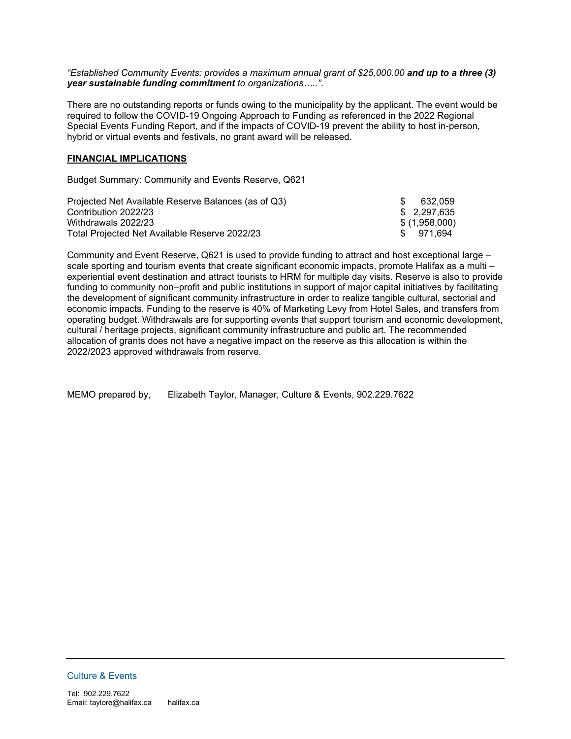*"Established Community Events: provides a maximum annual grant of $25,000.00* ***and up to a three (3) year sustainable funding commitment*** *to organizations…..".*

There are no outstanding reports or funds owing to the municipality by the applicant. The event would be required to follow the COVID-19 Ongoing Approach to Funding as referenced in the 2022 Regional Special Events Funding Report, and if the impacts of COVID-19 prevent the ability to host in-person, hybrid or virtual events and festivals, no grant award will be released.

**FINANCIAL IMPLICATIONS**

Budget Summary: Community and Events Reserve, Q621

| | |
|---|---|
| Projected Net Available Reserve Balances (as of Q3) | $ 632,059 |
| Contribution 2022/23 | $ 2,297,635 |
| Withdrawals 2022/23 | $ (1,958,000) |
| Total Projected Net Available Reserve 2022/23 | $ 971,694 |

Community and Event Reserve, Q621 is used to provide funding to attract and host exceptional large – scale sporting and tourism events that create significant economic impacts, promote Halifax as a multi – experiential event destination and attract tourists to HRM for multiple day visits. Reserve is also to provide funding to community non–profit and public institutions in support of major capital initiatives by facilitating the development of significant community infrastructure in order to realize tangible cultural, sectorial and economic impacts. Funding to the reserve is 40% of Marketing Levy from Hotel Sales, and transfers from operating budget. Withdrawals are for supporting events that support tourism and economic development, cultural / heritage projects, significant community infrastructure and public art. The recommended allocation of grants does not have a negative impact on the reserve as this allocation is within the 2022/2023 approved withdrawals from reserve.

MEMO prepared by, Elizabeth Taylor, Manager, Culture & Events, 902.229.7622

Culture & Events

Tel: 902.229.7622
Email: taylore@halifax.ca halifax.ca